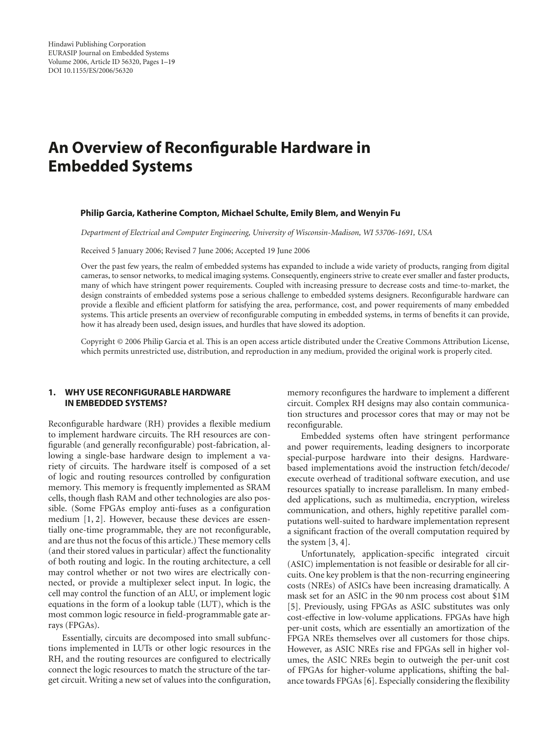# An Overview of Reconfigurable Hardware in Embedded Systems

**Philip Garcia, Katherine Compton, Michael Schulte, Emily Blem, and Wenyin Fu**

*Department of Electrical and Computer Engineering, University of Wisconsin-Madison, WI 53706-1691, USA*

Received 5 January 2006; Revised 7 June 2006; Accepted 19 June 2006

Over the past few years, the realm of embedded systems has expanded to include a wide variety of products, ranging from digital cameras, to sensor networks, to medical imaging systems. Consequently, engineers strive to create ever smaller and faster products, many of which have stringent power requirements. Coupled with increasing pressure to decrease costs and time-to-market, the design constraints of embedded systems pose a serious challenge to embedded systems designers. Reconfigurable hardware can provide a flexible and efficient platform for satisfying the area, performance, cost, and power requirements of many embedded systems. This article presents an overview of reconfigurable computing in embedded systems, in terms of benefits it can provide, how it has already been used, design issues, and hurdles that have slowed its adoption.

Copyright © 2006 Philip Garcia et al. This is an open access article distributed under the Creative Commons Attribution License, which permits unrestricted use, distribution, and reproduction in any medium, provided the original work is properly cited.

## 1. WHY USE RECONFIGURABLE HARDWARE IN EMBEDDED SYSTEMS?

Reconfigurable hardware (RH) provides a flexible medium to implement hardware circuits. The RH resources are configurable (and generally reconfigurable) post-fabrication, allowing a single-base hardware design to implement a variety of circuits. The hardware itself is composed of a set of logic and routing resources controlled by configuration memory. This memory is frequently implemented as SRAM cells, though flash RAM and other technologies are also possible. (Some FPGAs employ anti-fuses as a configuration medium [1, 2]. However, because these devices are essentially one-time programmable, they are not reconfigurable, and are thus not the focus of this article.) These memory cells (and their stored values in particular) affect the functionality of both routing and logic. In the routing architecture, a cell may control whether or not two wires are electrically connected, or provide a multiplexer select input. In logic, the cell may control the function of an ALU, or implement logic equations in the form of a lookup table (LUT), which is the most common logic resource in field-programmable gate arrays (FPGAs).

Essentially, circuits are decomposed into small subfunctions implemented in LUTs or other logic resources in the RH, and the routing resources are configured to electrically connect the logic resources to match the structure of the target circuit. Writing a new set of values into the configuration, memory reconfigures the hardware to implement a different circuit. Complex RH designs may also contain communication structures and processor cores that may or may not be reconfigurable.

Embedded systems often have stringent performance and power requirements, leading designers to incorporate special-purpose hardware into their designs. Hardware-based implementations avoid the instruction fetch/decode/execute overhead of traditional software execution, and use resources spatially to increase parallelism. In many embedded applications, such as multimedia, encryption, wireless communication, and others, highly repetitive parallel computations well-suited to hardware implementation represent a significant fraction of the overall computation required by the system [3, 4].

Unfortunately, application-specific integrated circuit (ASIC) implementation is not feasible or desirable for all circuits. One key problem is that the non-recurring engineering costs (NREs) of ASICs have been increasing dramatically. A mask set for an ASIC in the 90 nm process cost about $1M [5]. Previously, using FPGAs as ASIC substitutes was only cost-effective in low-volume applications. FPGAs have high per-unit costs, which are essentially an amortization of the FPGA NREs themselves over all customers for those chips. However, as ASIC NREs rise and FPGAs sell in higher volumes, the ASIC NREs begin to outweigh the per-unit cost of FPGAs for higher-volume applications, shifting the balance towards FPGAs [6]. Especially considering the flexibility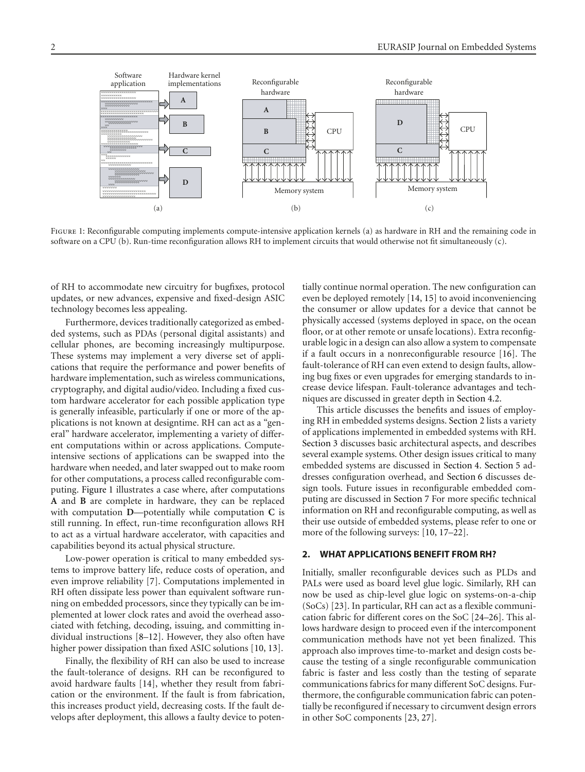FIGURE 1: Reconfigurable computing implements compute-intensive application kernels (a) as hardware in RH and the remaining code in software on a CPU (b). Run-time reconfiguration allows RH to implement circuits that would otherwise not fit simultaneously (c).

of RH to accommodate new circuitry for bugfixes, protocol updates, or new advances, expensive and fixed-design ASIC technology becomes less appealing.

Furthermore, devices traditionally categorized as embedded systems, such as PDAs (personal digital assistants) and cellular phones, are becoming increasingly multipurpose. These systems may implement a very diverse set of applications that require the performance and power benefits of hardware implementation, such as wireless communications, cryptography, and digital audio/video. Including a fixed custom hardware accelerator for each possible application type is generally infeasible, particularly if one or more of the applications is not known at designtime. RH can act as a "general" hardware accelerator, implementing a variety of different computations within or across applications. Compute-intensive sections of applications can be swapped into the hardware when needed, and later swapped out to make room for other computations, a process called reconfigurable computing. Figure 1 illustrates a case where, after computations **A** and **B** are complete in hardware, they can be replaced with computation **D**—potentially while computation **C** is still running. In effect, run-time reconfiguration allows RH to act as a virtual hardware accelerator, with capacities and capabilities beyond its actual physical structure.

Low-power operation is critical to many embedded systems to improve battery life, reduce costs of operation, and even improve reliability [7]. Computations implemented in RH often dissipate less power than equivalent software running on embedded processors, since they typically can be implemented at lower clock rates and avoid the overhead associated with fetching, decoding, issuing, and committing individual instructions [8–12]. However, they also often have higher power dissipation than fixed ASIC solutions [10, 13].

Finally, the flexibility of RH can also be used to increase the fault-tolerance of designs. RH can be reconfigured to avoid hardware faults [14], whether they result from fabrication or the environment. If the fault is from fabrication, this increases product yield, decreasing costs. If the fault develops after deployment, this allows a faulty device to potentially continue normal operation. The new configuration can even be deployed remotely [14, 15] to avoid inconveniencing the consumer or allow updates for a device that cannot be physically accessed (systems deployed in space, on the ocean floor, or at other remote or unsafe locations). Extra reconfigurable logic in a design can also allow a system to compensate if a fault occurs in a nonreconfigurable resource [16]. The fault-tolerance of RH can even extend to design faults, allowing bug fixes or even upgrades for emerging standards to increase device lifespan. Fault-tolerance advantages and techniques are discussed in greater depth in Section 4.2.

This article discusses the benefits and issues of employing RH in embedded systems designs. Section 2 lists a variety of applications implemented in embedded systems with RH. Section 3 discusses basic architectural aspects, and describes several example systems. Other design issues critical to many embedded systems are discussed in Section 4. Section 5 addresses configuration overhead, and Section 6 discusses design tools. Future issues in reconfigurable embedded computing are discussed in Section 7 For more specific technical information on RH and reconfigurable computing, as well as their use outside of embedded systems, please refer to one or more of the following surveys: [10, 17–22].

## 2. WHAT APPLICATIONS BENEFIT FROM RH?

Initially, smaller reconfigurable devices such as PLDs and PALs were used as board level glue logic. Similarly, RH can now be used as chip-level glue logic on systems-on-a-chip (SoCs) [23]. In particular, RH can act as a flexible communication fabric for different cores on the SoC [24–26]. This allows hardware design to proceed even if the intercomponent communication methods have not yet been finalized. This approach also improves time-to-market and design costs because the testing of a single reconfigurable communication fabric is faster and less costly than the testing of separate communications fabrics for many different SoC designs. Furthermore, the configurable communication fabric can potentially be reconfigured if necessary to circumvent design errors in other SoC components [23, 27].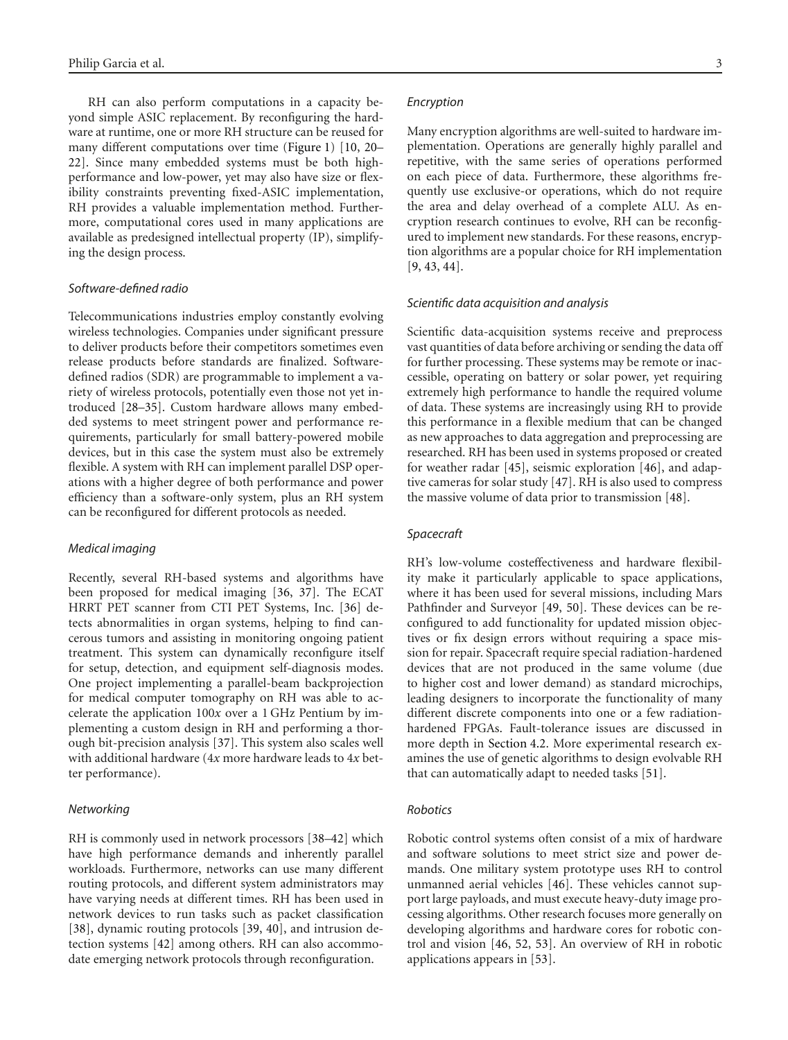RH can also perform computations in a capacity beyond simple ASIC replacement. By reconfiguring the hardware at runtime, one or more RH structure can be reused for many different computations over time (Figure 1) [10, 20–22]. Since many embedded systems must be both high-performance and low-power, yet may also have size or flexibility constraints preventing fixed-ASIC implementation, RH provides a valuable implementation method. Furthermore, computational cores used in many applications are available as predesigned intellectual property (IP), simplifying the design process.

*Software-defined radio*

Telecommunications industries employ constantly evolving wireless technologies. Companies under significant pressure to deliver products before their competitors sometimes even release products before standards are finalized. Software-defined radios (SDR) are programmable to implement a variety of wireless protocols, potentially even those not yet introduced [28–35]. Custom hardware allows many embedded systems to meet stringent power and performance requirements, particularly for small battery-powered mobile devices, but in this case the system must also be extremely flexible. A system with RH can implement parallel DSP operations with a higher degree of both performance and power efficiency than a software-only system, plus an RH system can be reconfigured for different protocols as needed.

*Medical imaging*

Recently, several RH-based systems and algorithms have been proposed for medical imaging [36, 37]. The ECAT HRRT PET scanner from CTI PET Systems, Inc. [36] detects abnormalities in organ systems, helping to find cancerous tumors and assisting in monitoring ongoing patient treatment. This system can dynamically reconfigure itself for setup, detection, and equipment self-diagnosis modes. One project implementing a parallel-beam backprojection for medical computer tomography on RH was able to accelerate the application 100*x* over a 1 GHz Pentium by implementing a custom design in RH and performing a thorough bit-precision analysis [37]. This system also scales well with additional hardware (4*x* more hardware leads to 4*x* better performance).

*Networking*

RH is commonly used in network processors [38–42] which have high performance demands and inherently parallel workloads. Furthermore, networks can use many different routing protocols, and different system administrators may have varying needs at different times. RH has been used in network devices to run tasks such as packet classification [38], dynamic routing protocols [39, 40], and intrusion detection systems [42] among others. RH can also accommodate emerging network protocols through reconfiguration.

*Encryption*

Many encryption algorithms are well-suited to hardware implementation. Operations are generally highly parallel and repetitive, with the same series of operations performed on each piece of data. Furthermore, these algorithms frequently use exclusive-or operations, which do not require the area and delay overhead of a complete ALU. As encryption research continues to evolve, RH can be reconfigured to implement new standards. For these reasons, encryption algorithms are a popular choice for RH implementation [9, 43, 44].

*Scientific data acquisition and analysis*

Scientific data-acquisition systems receive and preprocess vast quantities of data before archiving or sending the data off for further processing. These systems may be remote or inaccessible, operating on battery or solar power, yet requiring extremely high performance to handle the required volume of data. These systems are increasingly using RH to provide this performance in a flexible medium that can be changed as new approaches to data aggregation and preprocessing are researched. RH has been used in systems proposed or created for weather radar [45], seismic exploration [46], and adaptive cameras for solar study [47]. RH is also used to compress the massive volume of data prior to transmission [48].

*Spacecraft*

RH's low-volume costeffectiveness and hardware flexibility make it particularly applicable to space applications, where it has been used for several missions, including Mars Pathfinder and Surveyor [49, 50]. These devices can be reconfigured to add functionality for updated mission objectives or fix design errors without requiring a space mission for repair. Spacecraft require special radiation-hardened devices that are not produced in the same volume (due to higher cost and lower demand) as standard microchips, leading designers to incorporate the functionality of many different discrete components into one or a few radiation-hardened FPGAs. Fault-tolerance issues are discussed in more depth in Section 4.2. More experimental research examines the use of genetic algorithms to design evolvable RH that can automatically adapt to needed tasks [51].

*Robotics*

Robotic control systems often consist of a mix of hardware and software solutions to meet strict size and power demands. One military system prototype uses RH to control unmanned aerial vehicles [46]. These vehicles cannot support large payloads, and must execute heavy-duty image processing algorithms. Other research focuses more generally on developing algorithms and hardware cores for robotic control and vision [46, 52, 53]. An overview of RH in robotic applications appears in [53].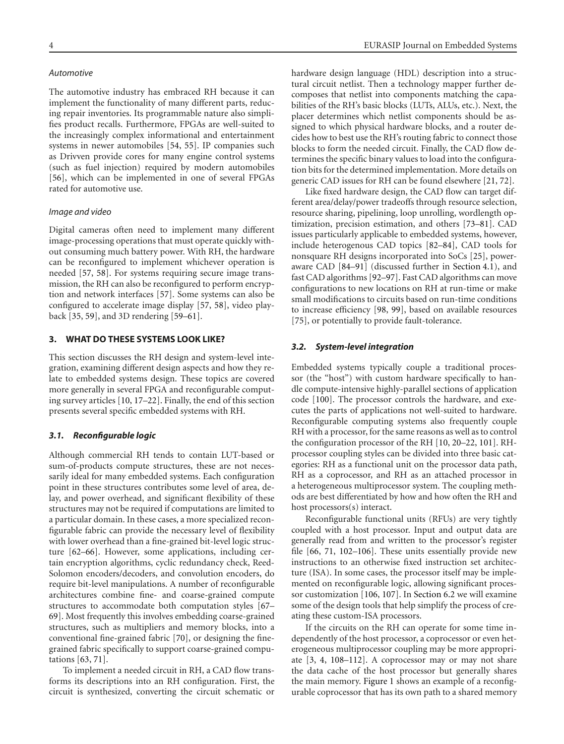*Automotive*

The automotive industry has embraced RH because it can implement the functionality of many different parts, reducing repair inventories. Its programmable nature also simplifies product recalls. Furthermore, FPGAs are well-suited to the increasingly complex informational and entertainment systems in newer automobiles [54, 55]. IP companies such as Drivven provide cores for many engine control systems (such as fuel injection) required by modern automobiles [56], which can be implemented in one of several FPGAs rated for automotive use.

*Image and video*

Digital cameras often need to implement many different image-processing operations that must operate quickly without consuming much battery power. With RH, the hardware can be reconfigured to implement whichever operation is needed [57, 58]. For systems requiring secure image transmission, the RH can also be reconfigured to perform encryption and network interfaces [57]. Some systems can also be configured to accelerate image display [57, 58], video playback [35, 59], and 3D rendering [59–61].

## 3. WHAT DO THESE SYSTEMS LOOK LIKE?

This section discusses the RH design and system-level integration, examining different design aspects and how they relate to embedded systems design. These topics are covered more generally in several FPGA and reconfigurable computing survey articles [10, 17–22]. Finally, the end of this section presents several specific embedded systems with RH.

### 3.1. Reconfigurable logic

Although commercial RH tends to contain LUT-based or sum-of-products compute structures, these are not necessarily ideal for many embedded systems. Each configuration point in these structures contributes some level of area, delay, and power overhead, and significant flexibility of these structures may not be required if computations are limited to a particular domain. In these cases, a more specialized reconfigurable fabric can provide the necessary level of flexibility with lower overhead than a fine-grained bit-level logic structure [62–66]. However, some applications, including certain encryption algorithms, cyclic redundancy check, Reed-Solomon encoders/decoders, and convolution encoders, do require bit-level manipulations. A number of reconfigurable architectures combine fine- and coarse-grained compute structures to accommodate both computation styles [67–69]. Most frequently this involves embedding coarse-grained structures, such as multipliers and memory blocks, into a conventional fine-grained fabric [70], or designing the fine-grained fabric specifically to support coarse-grained computations [63, 71].

To implement a needed circuit in RH, a CAD flow transforms its descriptions into an RH configuration. First, the circuit is synthesized, converting the circuit schematic or hardware design language (HDL) description into a structural circuit netlist. Then a technology mapper further decomposes that netlist into components matching the capabilities of the RH's basic blocks (LUTs, ALUs, etc.). Next, the placer determines which netlist components should be assigned to which physical hardware blocks, and a router decides how to best use the RH's routing fabric to connect those blocks to form the needed circuit. Finally, the CAD flow determines the specific binary values to load into the configuration bits for the determined implementation. More details on generic CAD issues for RH can be found elsewhere [21, 72].

Like fixed hardware design, the CAD flow can target different area/delay/power tradeoffs through resource selection, resource sharing, pipelining, loop unrolling, wordlength optimization, precision estimation, and others [73–81]. CAD issues particularly applicable to embedded systems, however, include heterogenous CAD topics [82–84], CAD tools for nonsquare RH designs incorporated into SoCs [25], power-aware CAD [84–91] (discussed further in Section 4.1), and fast CAD algorithms [92–97]. Fast CAD algorithms can move configurations to new locations on RH at run-time or make small modifications to circuits based on run-time conditions to increase efficiency [98, 99], based on available resources [75], or potentially to provide fault-tolerance.

### 3.2. System-level integration

Embedded systems typically couple a traditional processor (the "host") with custom hardware specifically to handle compute-intensive highly-parallel sections of application code [100]. The processor controls the hardware, and executes the parts of applications not well-suited to hardware. Reconfigurable computing systems also frequently couple RH with a processor, for the same reasons as well as to control the configuration processor of the RH [10, 20–22, 101]. RH-processor coupling styles can be divided into three basic categories: RH as a functional unit on the processor data path, RH as a coprocessor, and RH as an attached processor in a heterogeneous multiprocessor system. The coupling methods are best differentiated by how and how often the RH and host processors(s) interact.

Reconfigurable functional units (RFUs) are very tightly coupled with a host processor. Input and output data are generally read from and written to the processor's register file [66, 71, 102–106]. These units essentially provide new instructions to an otherwise fixed instruction set architecture (ISA). In some cases, the processor itself may be implemented on reconfigurable logic, allowing significant processor customization [106, 107]. In Section 6.2 we will examine some of the design tools that help simplify the process of creating these custom-ISA processors.

If the circuits on the RH can operate for some time independently of the host processor, a coprocessor or even heterogeneous multiprocessor coupling may be more appropriate [3, 4, 108–112]. A coprocessor may or may not share the data cache of the host processor but generally shares the main memory. Figure 1 shows an example of a reconfigurable coprocessor that has its own path to a shared memory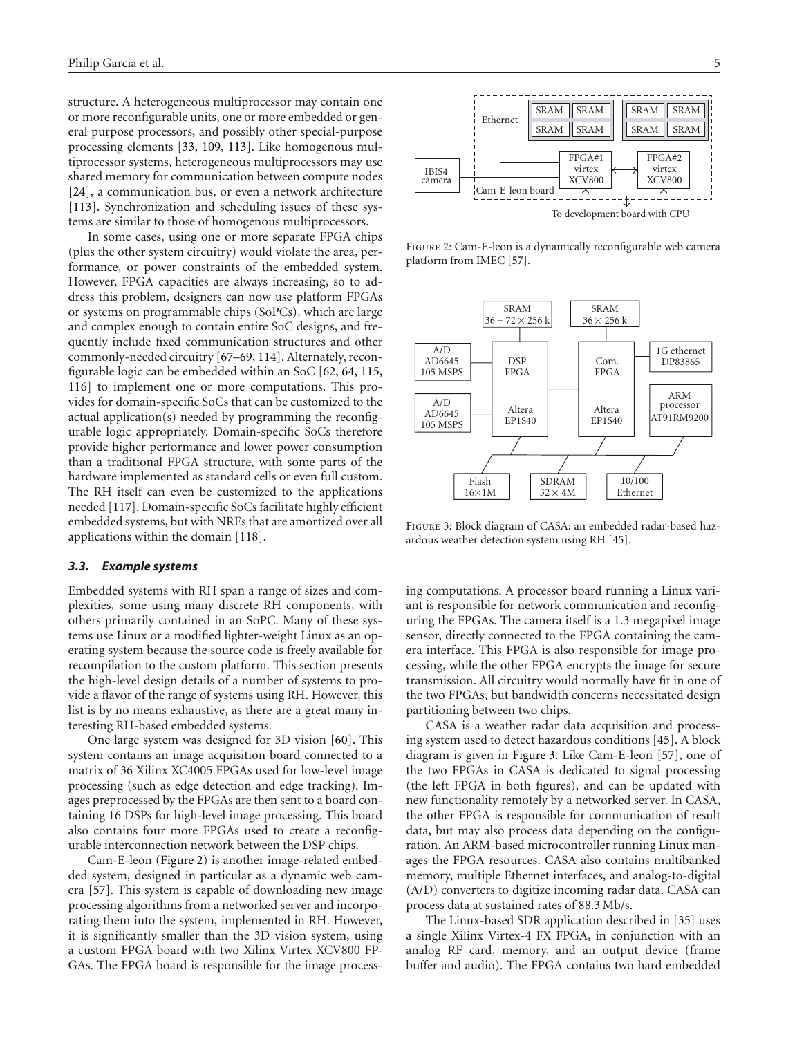structure. A heterogeneous multiprocessor may contain one or more reconfigurable units, one or more embedded or general purpose processors, and possibly other special-purpose processing elements [33, 109, 113]. Like homogenous multiprocessor systems, heterogeneous multiprocessors may use shared memory for communication between compute nodes [24], a communication bus, or even a network architecture [113]. Synchronization and scheduling issues of these systems are similar to those of homogenous multiprocessors.

In some cases, using one or more separate FPGA chips (plus the other system circuitry) would violate the area, performance, or power constraints of the embedded system. However, FPGA capacities are always increasing, so to address this problem, designers can now use platform FPGAs or systems on programmable chips (SoPCs), which are large and complex enough to contain entire SoC designs, and frequently include fixed communication structures and other commonly-needed circuitry [67–69, 114]. Alternately, reconfigurable logic can be embedded within an SoC [62, 64, 115, 116] to implement one or more computations. This provides for domain-specific SoCs that can be customized to the actual application(s) needed by programming the reconfigurable logic appropriately. Domain-specific SoCs therefore provide higher performance and lower power consumption than a traditional FPGA structure, with some parts of the hardware implemented as standard cells or even full custom. The RH itself can even be customized to the applications needed [117]. Domain-specific SoCs facilitate highly efficient embedded systems, but with NREs that are amortized over all applications within the domain [118].

### *3.3. Example systems*

Embedded systems with RH span a range of sizes and complexities, some using many discrete RH components, with others primarily contained in an SoPC. Many of these systems use Linux or a modified lighter-weight Linux as an operating system because the source code is freely available for recompilation to the custom platform. This section presents the high-level design details of a number of systems to provide a flavor of the range of systems using RH. However, this list is by no means exhaustive, as there are a great many interesting RH-based embedded systems.

One large system was designed for 3D vision [60]. This system contains an image acquisition board connected to a matrix of 36 Xilinx XC4005 FPGAs used for low-level image processing (such as edge detection and edge tracking). Images preprocessed by the FPGAs are then sent to a board containing 16 DSPs for high-level image processing. This board also contains four more FPGAs used to create a reconfigurable interconnection network between the DSP chips.

Cam-E-leon (Figure 2) is another image-related embedded system, designed in particular as a dynamic web camera [57]. This system is capable of downloading new image processing algorithms from a networked server and incorporating them into the system, implemented in RH. However, it is significantly smaller than the 3D vision system, using a custom FPGA board with two Xilinx Virtex XCV800 FPGAs. The FPGA board is responsible for the image processing computations. A processor board running a Linux variant is responsible for network communication and reconfiguring the FPGAs. The camera itself is a 1.3 megapixel image sensor, directly connected to the FPGA containing the camera interface. This FPGA is also responsible for image processing, while the other FPGA encrypts the image for secure transmission. All circuitry would normally have fit in one of the two FPGAs, but bandwidth concerns necessitated design partitioning between two chips.

Figure 2: Cam-E-leon is a dynamically reconfigurable web camera platform from IMEC [57].

Figure 3: Block diagram of CASA: an embedded radar-based hazardous weather detection system using RH [45].

CASA is a weather radar data acquisition and processing system used to detect hazardous conditions [45]. A block diagram is given in Figure 3. Like Cam-E-leon [57], one of the two FPGAs in CASA is dedicated to signal processing (the left FPGA in both figures), and can be updated with new functionality remotely by a networked server. In CASA, the other FPGA is responsible for communication of result data, but may also process data depending on the configuration. An ARM-based microcontroller running Linux manages the FPGA resources. CASA also contains multibanked memory, multiple Ethernet interfaces, and analog-to-digital (A/D) converters to digitize incoming radar data. CASA can process data at sustained rates of 88.3 Mb/s.

The Linux-based SDR application described in [35] uses a single Xilinx Virtex-4 FX FPGA, in conjunction with an analog RF card, memory, and an output device (frame buffer and audio). The FPGA contains two hard embedded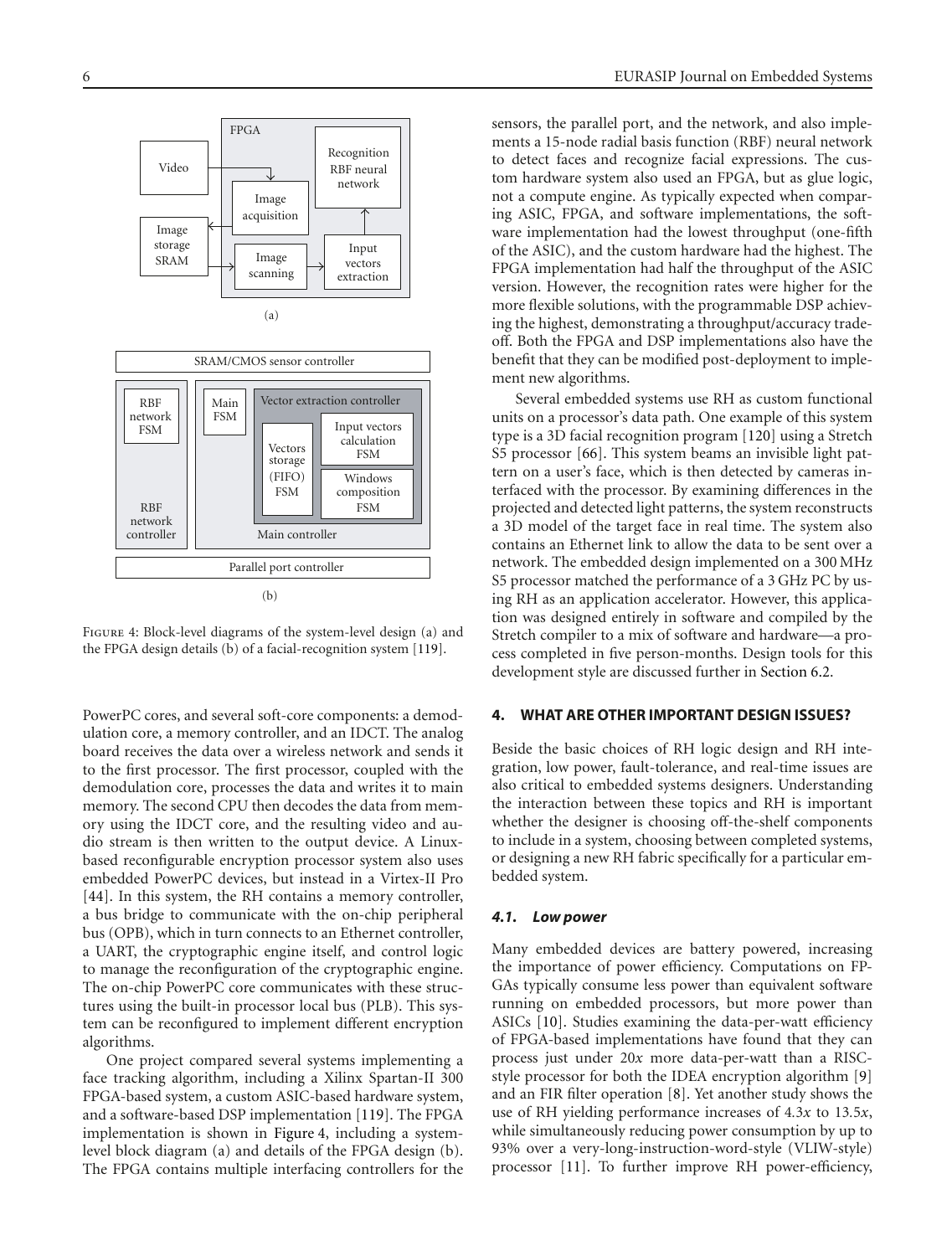Figure 4: Block-level diagrams of the system-level design (a) and the FPGA design details (b) of a facial-recognition system [119].

PowerPC cores, and several soft-core components: a demodulation core, a memory controller, and an IDCT. The analog board receives the data over a wireless network and sends it to the first processor. The first processor, coupled with the demodulation core, processes the data and writes it to main memory. The second CPU then decodes the data from memory using the IDCT core, and the resulting video and audio stream is then written to the output device. A Linux-based reconfigurable encryption processor system also uses embedded PowerPC devices, but instead in a Virtex-II Pro [44]. In this system, the RH contains a memory controller, a bus bridge to communicate with the on-chip peripheral bus (OPB), which in turn connects to an Ethernet controller, a UART, the cryptographic engine itself, and control logic to manage the reconfiguration of the cryptographic engine. The on-chip PowerPC core communicates with these structures using the built-in processor local bus (PLB). This system can be reconfigured to implement different encryption algorithms.

One project compared several systems implementing a face tracking algorithm, including a Xilinx Spartan-II 300 FPGA-based system, a custom ASIC-based hardware system, and a software-based DSP implementation [119]. The FPGA implementation is shown in Figure 4, including a system-level block diagram (a) and details of the FPGA design (b). The FPGA contains multiple interfacing controllers for the sensors, the parallel port, and the network, and also implements a 15-node radial basis function (RBF) neural network to detect faces and recognize facial expressions. The custom hardware system also used an FPGA, but as glue logic, not a compute engine. As typically expected when comparing ASIC, FPGA, and software implementations, the software implementation had the lowest throughput (one-fifth of the ASIC), and the custom hardware had the highest. The FPGA implementation had half the throughput of the ASIC version. However, the recognition rates were higher for the more flexible solutions, with the programmable DSP achieving the highest, demonstrating a throughput/accuracy tradeoff. Both the FPGA and DSP implementations also have the benefit that they can be modified post-deployment to implement new algorithms.

Several embedded systems use RH as custom functional units on a processor's data path. One example of this system type is a 3D facial recognition program [120] using a Stretch S5 processor [66]. This system beams an invisible light pattern on a user's face, which is then detected by cameras interfaced with the processor. By examining differences in the projected and detected light patterns, the system reconstructs a 3D model of the target face in real time. The system also contains an Ethernet link to allow the data to be sent over a network. The embedded design implemented on a 300 MHz S5 processor matched the performance of a 3 GHz PC by using RH as an application accelerator. However, this application was designed entirely in software and compiled by the Stretch compiler to a mix of software and hardware—a process completed in five person-months. Design tools for this development style are discussed further in Section 6.2.

## 4. WHAT ARE OTHER IMPORTANT DESIGN ISSUES?

Beside the basic choices of RH logic design and RH integration, low power, fault-tolerance, and real-time issues are also critical to embedded systems designers. Understanding the interaction between these topics and RH is important whether the designer is choosing off-the-shelf components to include in a system, choosing between completed systems, or designing a new RH fabric specifically for a particular embedded system.

### 4.1. Low power

Many embedded devices are battery powered, increasing the importance of power efficiency. Computations on FPGAs typically consume less power than equivalent software running on embedded processors, but more power than ASICs [10]. Studies examining the data-per-watt efficiency of FPGA-based implementations have found that they can process just under $20x$ more data-per-watt than a RISC-style processor for both the IDEA encryption algorithm [9] and an FIR filter operation [8]. Yet another study shows the use of RH yielding performance increases of $4.3x$ to $13.5x$, while simultaneously reducing power consumption by up to 93% over a very-long-instruction-word-style (VLIW-style) processor [11]. To further improve RH power-efficiency,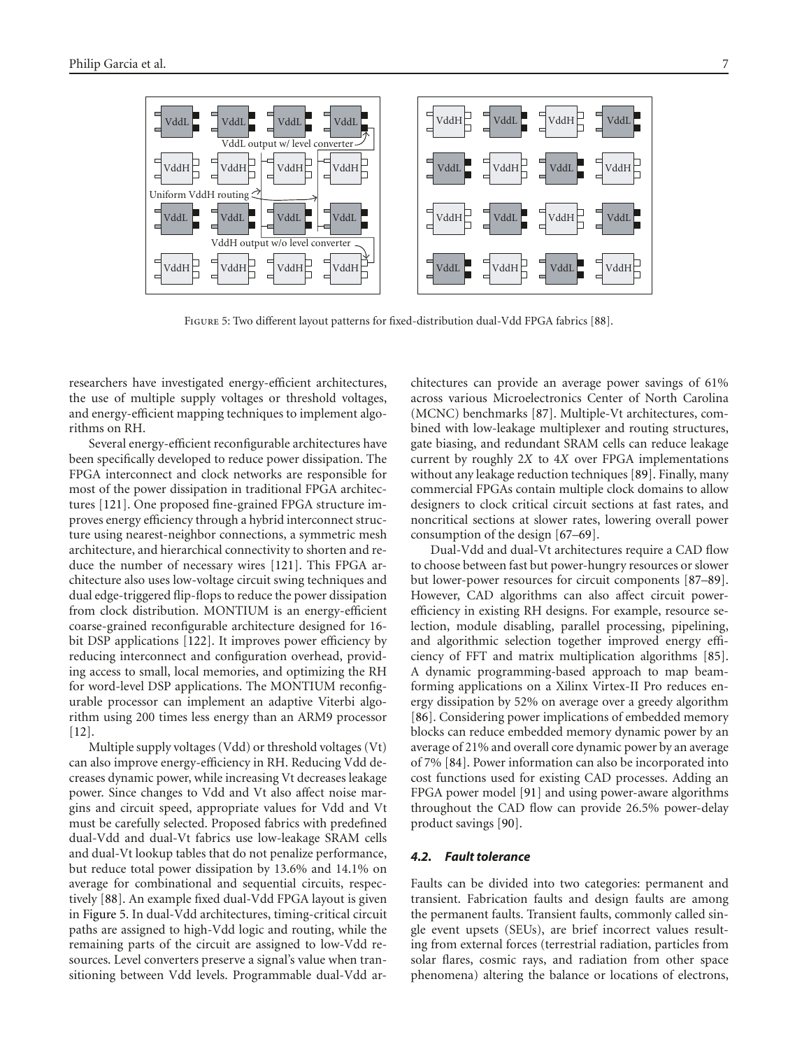Figure 5: Two different layout patterns for fixed-distribution dual-Vdd FPGA fabrics [88].

researchers have investigated energy-efficient architectures, the use of multiple supply voltages or threshold voltages, and energy-efficient mapping techniques to implement algorithms on RH.

Several energy-efficient reconfigurable architectures have been specifically developed to reduce power dissipation. The FPGA interconnect and clock networks are responsible for most of the power dissipation in traditional FPGA architectures [121]. One proposed fine-grained FPGA structure improves energy efficiency through a hybrid interconnect structure using nearest-neighbor connections, a symmetric mesh architecture, and hierarchical connectivity to shorten and reduce the number of necessary wires [121]. This FPGA architecture also uses low-voltage circuit swing techniques and dual edge-triggered flip-flops to reduce the power dissipation from clock distribution. MONTIUM is an energy-efficient coarse-grained reconfigurable architecture designed for 16-bit DSP applications [122]. It improves power efficiency by reducing interconnect and configuration overhead, providing access to small, local memories, and optimizing the RH for word-level DSP applications. The MONTIUM reconfigurable processor can implement an adaptive Viterbi algorithm using 200 times less energy than an ARM9 processor [12].

Multiple supply voltages (Vdd) or threshold voltages (Vt) can also improve energy-efficiency in RH. Reducing Vdd decreases dynamic power, while increasing Vt decreases leakage power. Since changes to Vdd and Vt also affect noise margins and circuit speed, appropriate values for Vdd and Vt must be carefully selected. Proposed fabrics with predefined dual-Vdd and dual-Vt fabrics use low-leakage SRAM cells and dual-Vt lookup tables that do not penalize performance, but reduce total power dissipation by 13.6% and 14.1% on average for combinational and sequential circuits, respectively [88]. An example fixed dual-Vdd FPGA layout is given in Figure 5. In dual-Vdd architectures, timing-critical circuit paths are assigned to high-Vdd logic and routing, while the remaining parts of the circuit are assigned to low-Vdd resources. Level converters preserve a signal's value when transitioning between Vdd levels. Programmable dual-Vdd architectures can provide an average power savings of 61% across various Microelectronics Center of North Carolina (MCNC) benchmarks [87]. Multiple-Vt architectures, combined with low-leakage multiplexer and routing structures, gate biasing, and redundant SRAM cells can reduce leakage current by roughly $2X$ to $4X$ over FPGA implementations without any leakage reduction techniques [89]. Finally, many commercial FPGAs contain multiple clock domains to allow designers to clock critical circuit sections at fast rates, and noncritical sections at slower rates, lowering overall power consumption of the design [67–69].

Dual-Vdd and dual-Vt architectures require a CAD flow to choose between fast but power-hungry resources or slower but lower-power resources for circuit components [87–89]. However, CAD algorithms can also affect circuit power-efficiency in existing RH designs. For example, resource selection, module disabling, parallel processing, pipelining, and algorithmic selection together improved energy efficiency of FFT and matrix multiplication algorithms [85]. A dynamic programming-based approach to map beamforming applications on a Xilinx Virtex-II Pro reduces energy dissipation by 52% on average over a greedy algorithm [86]. Considering power implications of embedded memory blocks can reduce embedded memory dynamic power by an average of 21% and overall core dynamic power by an average of 7% [84]. Power information can also be incorporated into cost functions used for existing CAD processes. Adding an FPGA power model [91] and using power-aware algorithms throughout the CAD flow can provide 26.5% power-delay product savings [90].

### *4.2. Fault tolerance*

Faults can be divided into two categories: permanent and transient. Fabrication faults and design faults are among the permanent faults. Transient faults, commonly called single event upsets (SEUs), are brief incorrect values resulting from external forces (terrestrial radiation, particles from solar flares, cosmic rays, and radiation from other space phenomena) altering the balance or locations of electrons,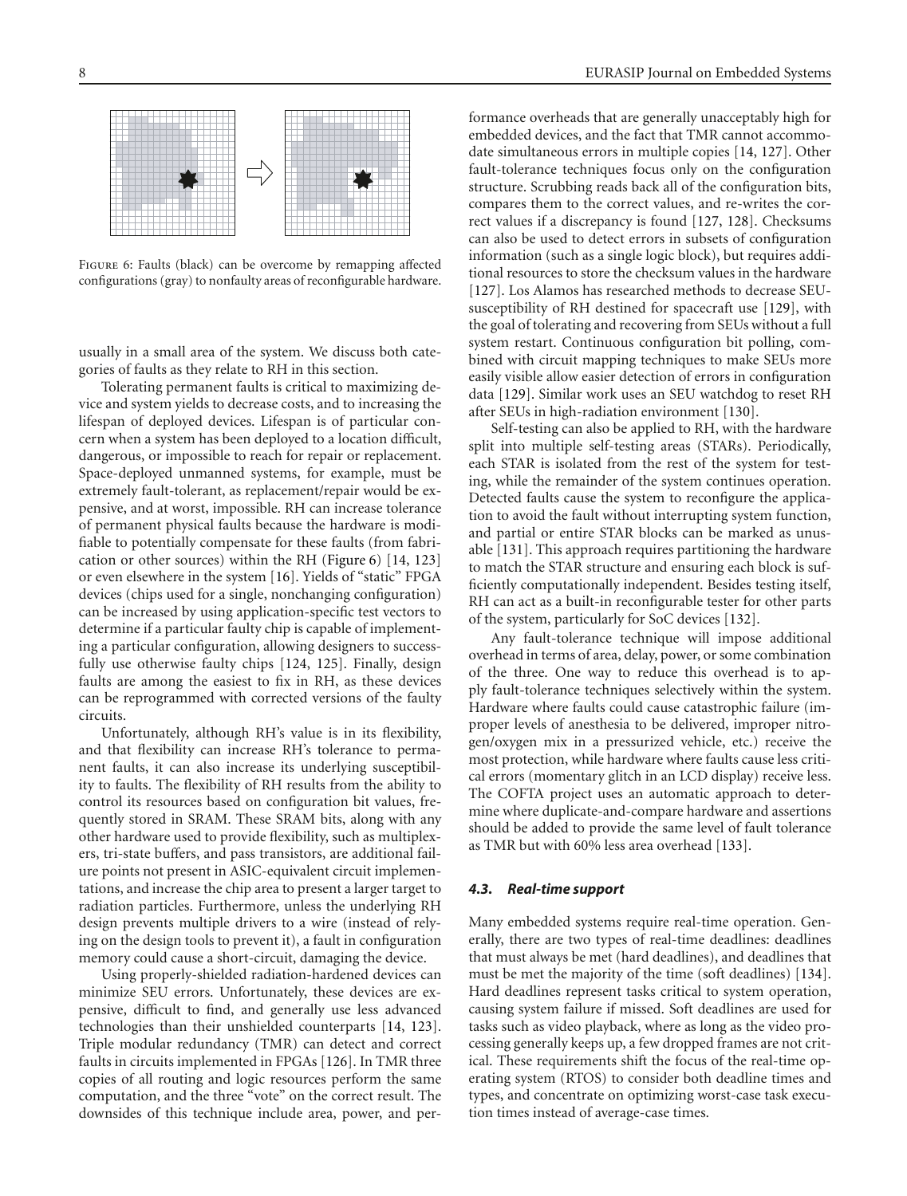Figure 6: Faults (black) can be overcome by remapping affected configurations (gray) to nonfaulty areas of reconfigurable hardware.

usually in a small area of the system. We discuss both categories of faults as they relate to RH in this section.

Tolerating permanent faults is critical to maximizing device and system yields to decrease costs, and to increasing the lifespan of deployed devices. Lifespan is of particular concern when a system has been deployed to a location difficult, dangerous, or impossible to reach for repair or replacement. Space-deployed unmanned systems, for example, must be extremely fault-tolerant, as replacement/repair would be expensive, and at worst, impossible. RH can increase tolerance of permanent physical faults because the hardware is modifiable to potentially compensate for these faults (from fabrication or other sources) within the RH (Figure 6) [14, 123] or even elsewhere in the system [16]. Yields of "static" FPGA devices (chips used for a single, nonchanging configuration) can be increased by using application-specific test vectors to determine if a particular faulty chip is capable of implementing a particular configuration, allowing designers to successfully use otherwise faulty chips [124, 125]. Finally, design faults are among the easiest to fix in RH, as these devices can be reprogrammed with corrected versions of the faulty circuits.

Unfortunately, although RH's value is in its flexibility, and that flexibility can increase RH's tolerance to permanent faults, it can also increase its underlying susceptibility to faults. The flexibility of RH results from the ability to control its resources based on configuration bit values, frequently stored in SRAM. These SRAM bits, along with any other hardware used to provide flexibility, such as multiplexers, tri-state buffers, and pass transistors, are additional failure points not present in ASIC-equivalent circuit implementations, and increase the chip area to present a larger target to radiation particles. Furthermore, unless the underlying RH design prevents multiple drivers to a wire (instead of relying on the design tools to prevent it), a fault in configuration memory could cause a short-circuit, damaging the device.

Using properly-shielded radiation-hardened devices can minimize SEU errors. Unfortunately, these devices are expensive, difficult to find, and generally use less advanced technologies than their unshielded counterparts [14, 123]. Triple modular redundancy (TMR) can detect and correct faults in circuits implemented in FPGAs [126]. In TMR three copies of all routing and logic resources perform the same computation, and the three "vote" on the correct result. The downsides of this technique include area, power, and performance overheads that are generally unacceptably high for embedded devices, and the fact that TMR cannot accommodate simultaneous errors in multiple copies [14, 127]. Other fault-tolerance techniques focus only on the configuration structure. Scrubbing reads back all of the configuration bits, compares them to the correct values, and re-writes the correct values if a discrepancy is found [127, 128]. Checksums can also be used to detect errors in subsets of configuration information (such as a single logic block), but requires additional resources to store the checksum values in the hardware [127]. Los Alamos has researched methods to decrease SEU-susceptibility of RH destined for spacecraft use [129], with the goal of tolerating and recovering from SEUs without a full system restart. Continuous configuration bit polling, combined with circuit mapping techniques to make SEUs more easily visible allow easier detection of errors in configuration data [129]. Similar work uses an SEU watchdog to reset RH after SEUs in high-radiation environment [130].

Self-testing can also be applied to RH, with the hardware split into multiple self-testing areas (STARs). Periodically, each STAR is isolated from the rest of the system for testing, while the remainder of the system continues operation. Detected faults cause the system to reconfigure the application to avoid the fault without interrupting system function, and partial or entire STAR blocks can be marked as unusable [131]. This approach requires partitioning the hardware to match the STAR structure and ensuring each block is sufficiently computationally independent. Besides testing itself, RH can act as a built-in reconfigurable tester for other parts of the system, particularly for SoC devices [132].

Any fault-tolerance technique will impose additional overhead in terms of area, delay, power, or some combination of the three. One way to reduce this overhead is to apply fault-tolerance techniques selectively within the system. Hardware where faults could cause catastrophic failure (improper levels of anesthesia to be delivered, improper nitrogen/oxygen mix in a pressurized vehicle, etc.) receive the most protection, while hardware where faults cause less critical errors (momentary glitch in an LCD display) receive less. The COFTA project uses an automatic approach to determine where duplicate-and-compare hardware and assertions should be added to provide the same level of fault tolerance as TMR but with 60% less area overhead [133].

### 4.3. Real-time support

Many embedded systems require real-time operation. Generally, there are two types of real-time deadlines: deadlines that must always be met (hard deadlines), and deadlines that must be met the majority of the time (soft deadlines) [134]. Hard deadlines represent tasks critical to system operation, causing system failure if missed. Soft deadlines are used for tasks such as video playback, where as long as the video processing generally keeps up, a few dropped frames are not critical. These requirements shift the focus of the real-time operating system (RTOS) to consider both deadline times and types, and concentrate on optimizing worst-case task execution times instead of average-case times.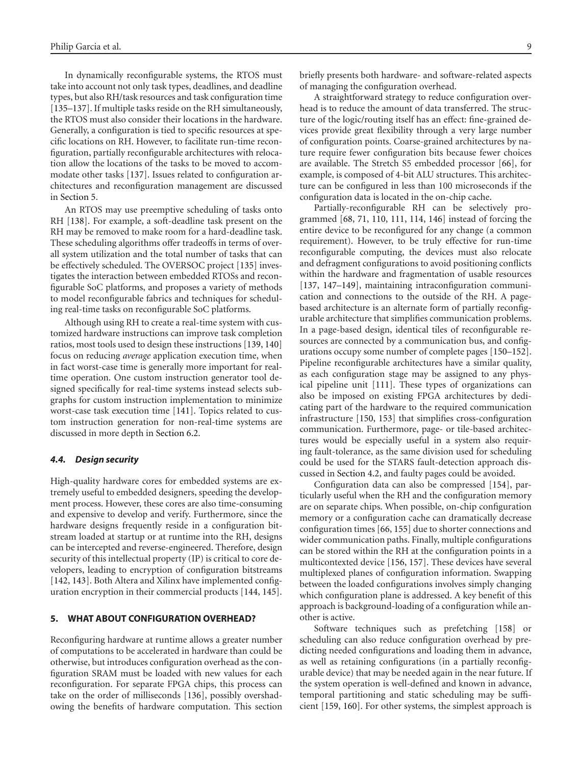In dynamically reconfigurable systems, the RTOS must take into account not only task types, deadlines, and deadline types, but also RH/task resources and task configuration time [135–137]. If multiple tasks reside on the RH simultaneously, the RTOS must also consider their locations in the hardware. Generally, a configuration is tied to specific resources at specific locations on RH. However, to facilitate run-time reconfiguration, partially reconfigurable architectures with relocation allow the locations of the tasks to be moved to accommodate other tasks [137]. Issues related to configuration architectures and reconfiguration management are discussed in Section 5.

An RTOS may use preemptive scheduling of tasks onto RH [138]. For example, a soft-deadline task present on the RH may be removed to make room for a hard-deadline task. These scheduling algorithms offer tradeoffs in terms of overall system utilization and the total number of tasks that can be effectively scheduled. The OVERSOC project [135] investigates the interaction between embedded RTOSs and reconfigurable SoC platforms, and proposes a variety of methods to model reconfigurable fabrics and techniques for scheduling real-time tasks on reconfigurable SoC platforms.

Although using RH to create a real-time system with customized hardware instructions can improve task completion ratios, most tools used to design these instructions [139, 140] focus on reducing *average* application execution time, when in fact worst-case time is generally more important for real-time operation. One custom instruction generator tool designed specifically for real-time systems instead selects subgraphs for custom instruction implementation to minimize worst-case task execution time [141]. Topics related to custom instruction generation for non-real-time systems are discussed in more depth in Section 6.2.

### *4.4. Design security*

High-quality hardware cores for embedded systems are extremely useful to embedded designers, speeding the development process. However, these cores are also time-consuming and expensive to develop and verify. Furthermore, since the hardware designs frequently reside in a configuration bitstream loaded at startup or at runtime into the RH, designs can be intercepted and reverse-engineered. Therefore, design security of this intellectual property (IP) is critical to core developers, leading to encryption of configuration bitstreams [142, 143]. Both Altera and Xilinx have implemented configuration encryption in their commercial products [144, 145].

## 5. WHAT ABOUT CONFIGURATION OVERHEAD?

Reconfiguring hardware at runtime allows a greater number of computations to be accelerated in hardware than could be otherwise, but introduces configuration overhead as the configuration SRAM must be loaded with new values for each reconfiguration. For separate FPGA chips, this process can take on the order of milliseconds [136], possibly overshadowing the benefits of hardware computation. This section briefly presents both hardware- and software-related aspects of managing the configuration overhead.

A straightforward strategy to reduce configuration overhead is to reduce the amount of data transferred. The structure of the logic/routing itself has an effect: fine-grained devices provide great flexibility through a very large number of configuration points. Coarse-grained architectures by nature require fewer configuration bits because fewer choices are available. The Stretch S5 embedded processor [66], for example, is composed of 4-bit ALU structures. This architecture can be configured in less than 100 microseconds if the configuration data is located in the on-chip cache.

Partially-reconfigurable RH can be selectively programmed [68, 71, 110, 111, 114, 146] instead of forcing the entire device to be reconfigured for any change (a common requirement). However, to be truly effective for run-time reconfigurable computing, the devices must also relocate and defragment configurations to avoid positioning conflicts within the hardware and fragmentation of usable resources [137, 147–149], maintaining intraconfiguration communication and connections to the outside of the RH. A page-based architecture is an alternate form of partially reconfigurable architecture that simplifies communication problems. In a page-based design, identical tiles of reconfigurable resources are connected by a communication bus, and configurations occupy some number of complete pages [150–152]. Pipeline reconfigurable architectures have a similar quality, as each configuration stage may be assigned to any physical pipeline unit [111]. These types of organizations can also be imposed on existing FPGA architectures by dedicating part of the hardware to the required communication infrastructure [150, 153] that simplifies cross-configuration communication. Furthermore, page- or tile-based architectures would be especially useful in a system also requiring fault-tolerance, as the same division used for scheduling could be used for the STARS fault-detection approach discussed in Section 4.2, and faulty pages could be avoided.

Configuration data can also be compressed [154], particularly useful when the RH and the configuration memory are on separate chips. When possible, on-chip configuration memory or a configuration cache can dramatically decrease configuration times [66, 155] due to shorter connections and wider communication paths. Finally, multiple configurations can be stored within the RH at the configuration points in a multicontexted device [156, 157]. These devices have several multiplexed planes of configuration information. Swapping between the loaded configurations involves simply changing which configuration plane is addressed. A key benefit of this approach is background-loading of a configuration while another is active.

Software techniques such as prefetching [158] or scheduling can also reduce configuration overhead by predicting needed configurations and loading them in advance, as well as retaining configurations (in a partially reconfigurable device) that may be needed again in the near future. If the system operation is well-defined and known in advance, temporal partitioning and static scheduling may be sufficient [159, 160]. For other systems, the simplest approach is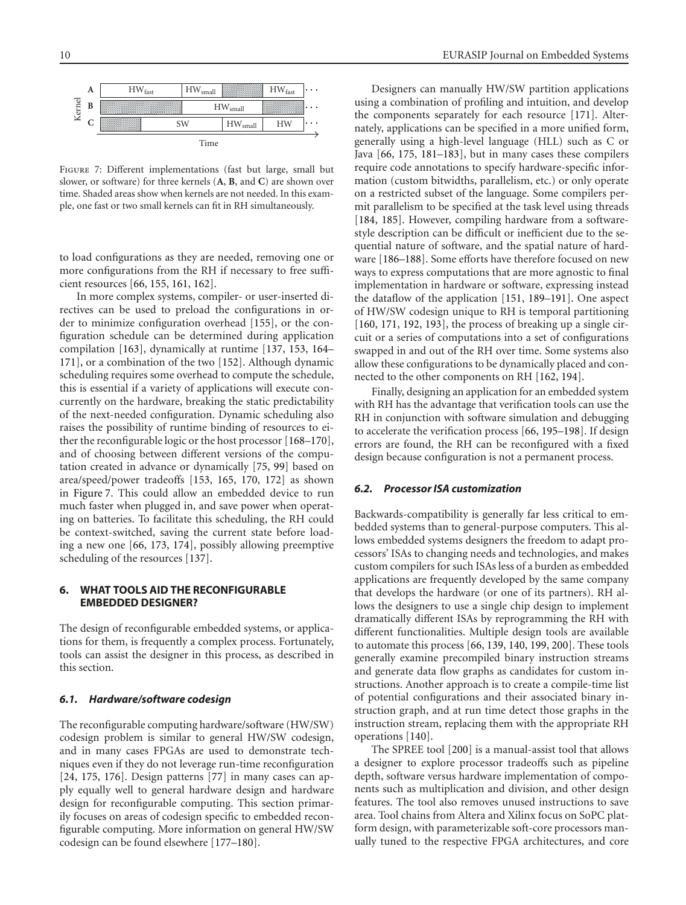FIGURE 7: Different implementations (fast but large, small but slower, or software) for three kernels (**A**, **B**, and **C**) are shown over time. Shaded areas show when kernels are not needed. In this example, one fast or two small kernels can fit in RH simultaneously.

to load configurations as they are needed, removing one or more configurations from the RH if necessary to free sufficient resources [66, 155, 161, 162].

In more complex systems, compiler- or user-inserted directives can be used to preload the configurations in order to minimize configuration overhead [155], or the configuration schedule can be determined during application compilation [163], dynamically at runtime [137, 153, 164–171], or a combination of the two [152]. Although dynamic scheduling requires some overhead to compute the schedule, this is essential if a variety of applications will execute concurrently on the hardware, breaking the static predictability of the next-needed configuration. Dynamic scheduling also raises the possibility of runtime binding of resources to either the reconfigurable logic or the host processor [168–170], and of choosing between different versions of the computation created in advance or dynamically [75, 99] based on area/speed/power tradeoffs [153, 165, 170, 172] as shown in Figure 7. This could allow an embedded device to run much faster when plugged in, and save power when operating on batteries. To facilitate this scheduling, the RH could be context-switched, saving the current state before loading a new one [66, 173, 174], possibly allowing preemptive scheduling of the resources [137].

## 6. WHAT TOOLS AID THE RECONFIGURABLE EMBEDDED DESIGNER?

The design of reconfigurable embedded systems, or applications for them, is frequently a complex process. Fortunately, tools can assist the designer in this process, as described in this section.

### 6.1. Hardware/software codesign

The reconfigurable computing hardware/software (HW/SW) codesign problem is similar to general HW/SW codesign, and in many cases FPGAs are used to demonstrate techniques even if they do not leverage run-time reconfiguration [24, 175, 176]. Design patterns [77] in many cases can apply equally well to general hardware design and hardware design for reconfigurable computing. This section primarily focuses on areas of codesign specific to embedded reconfigurable computing. More information on general HW/SW codesign can be found elsewhere [177–180].

Designers can manually HW/SW partition applications using a combination of profiling and intuition, and develop the components separately for each resource [171]. Alternately, applications can be specified in a more unified form, generally using a high-level language (HLL) such as C or Java [66, 175, 181–183], but in many cases these compilers require code annotations to specify hardware-specific information (custom bitwidths, parallelism, etc.) or only operate on a restricted subset of the language. Some compilers permit parallelism to be specified at the task level using threads [184, 185]. However, compiling hardware from a software-style description can be difficult or inefficient due to the sequential nature of software, and the spatial nature of hardware [186–188]. Some efforts have therefore focused on new ways to express computations that are more agnostic to final implementation in hardware or software, expressing instead the dataflow of the application [151, 189–191]. One aspect of HW/SW codesign unique to RH is temporal partitioning [160, 171, 192, 193], the process of breaking up a single circuit or a series of computations into a set of configurations swapped in and out of the RH over time. Some systems also allow these configurations to be dynamically placed and connected to the other components on RH [162, 194].

Finally, designing an application for an embedded system with RH has the advantage that verification tools can use the RH in conjunction with software simulation and debugging to accelerate the verification process [66, 195–198]. If design errors are found, the RH can be reconfigured with a fixed design because configuration is not a permanent process.

### 6.2. Processor ISA customization

Backwards-compatibility is generally far less critical to embedded systems than to general-purpose computers. This allows embedded systems designers the freedom to adapt processors' ISAs to changing needs and technologies, and makes custom compilers for such ISAs less of a burden as embedded applications are frequently developed by the same company that develops the hardware (or one of its partners). RH allows the designers to use a single chip design to implement dramatically different ISAs by reprogramming the RH with different functionalities. Multiple design tools are available to automate this process [66, 139, 140, 199, 200]. These tools generally examine precompiled binary instruction streams and generate data flow graphs as candidates for custom instructions. Another approach is to create a compile-time list of potential configurations and their associated binary instruction graph, and at run time detect those graphs in the instruction stream, replacing them with the appropriate RH operations [140].

The SPREE tool [200] is a manual-assist tool that allows a designer to explore processor tradeoffs such as pipeline depth, software versus hardware implementation of components such as multiplication and division, and other design features. The tool also removes unused instructions to save area. Tool chains from Altera and Xilinx focus on SoPC platform design, with parameterizable soft-core processors manually tuned to the respective FPGA architectures, and core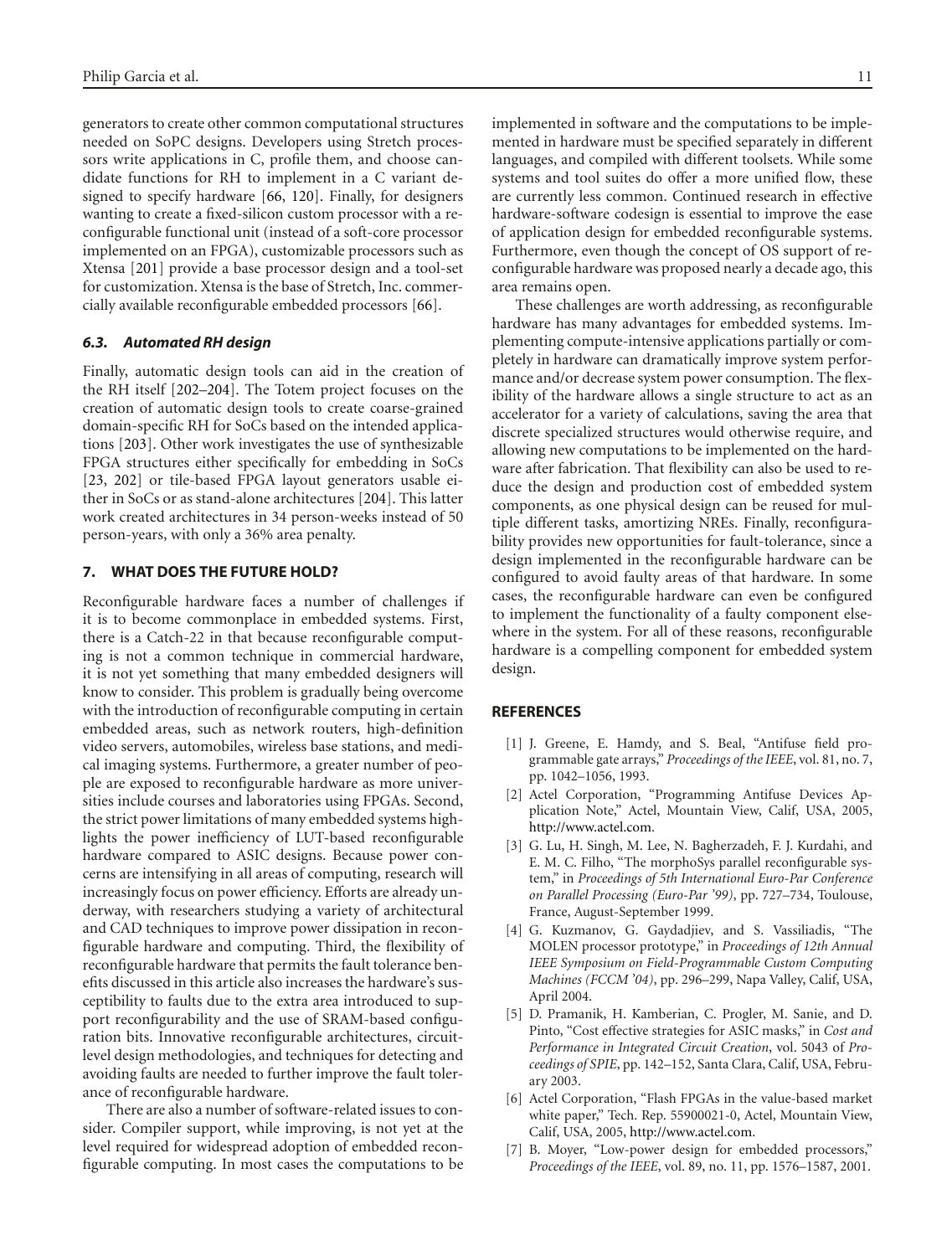generators to create other common computational structures needed on SoPC designs. Developers using Stretch processors write applications in C, profile them, and choose candidate functions for RH to implement in a C variant designed to specify hardware [66, 120]. Finally, for designers wanting to create a fixed-silicon custom processor with a reconfigurable functional unit (instead of a soft-core processor implemented on an FPGA), customizable processors such as Xtensa [201] provide a base processor design and a tool-set for customization. Xtensa is the base of Stretch, Inc. commercially available reconfigurable embedded processors [66].

### *6.3. Automated RH design*

Finally, automatic design tools can aid in the creation of the RH itself [202–204]. The Totem project focuses on the creation of automatic design tools to create coarse-grained domain-specific RH for SoCs based on the intended applications [203]. Other work investigates the use of synthesizable FPGA structures either specifically for embedding in SoCs [23, 202] or tile-based FPGA layout generators usable either in SoCs or as stand-alone architectures [204]. This latter work created architectures in 34 person-weeks instead of 50 person-years, with only a 36% area penalty.

## 7. WHAT DOES THE FUTURE HOLD?

Reconfigurable hardware faces a number of challenges if it is to become commonplace in embedded systems. First, there is a Catch-22 in that because reconfigurable computing is not a common technique in commercial hardware, it is not yet something that many embedded designers will know to consider. This problem is gradually being overcome with the introduction of reconfigurable computing in certain embedded areas, such as network routers, high-definition video servers, automobiles, wireless base stations, and medical imaging systems. Furthermore, a greater number of people are exposed to reconfigurable hardware as more universities include courses and laboratories using FPGAs. Second, the strict power limitations of many embedded systems highlights the power inefficiency of LUT-based reconfigurable hardware compared to ASIC designs. Because power concerns are intensifying in all areas of computing, research will increasingly focus on power efficiency. Efforts are already underway, with researchers studying a variety of architectural and CAD techniques to improve power dissipation in reconfigurable hardware and computing. Third, the flexibility of reconfigurable hardware that permits the fault tolerance benefits discussed in this article also increases the hardware's susceptibility to faults due to the extra area introduced to support reconfigurability and the use of SRAM-based configuration bits. Innovative reconfigurable architectures, circuit-level design methodologies, and techniques for detecting and avoiding faults are needed to further improve the fault tolerance of reconfigurable hardware.

There are also a number of software-related issues to consider. Compiler support, while improving, is not yet at the level required for widespread adoption of embedded reconfigurable computing. In most cases the computations to be implemented in software and the computations to be implemented in hardware must be specified separately in different languages, and compiled with different toolsets. While some systems and tool suites do offer a more unified flow, these are currently less common. Continued research in effective hardware-software codesign is essential to improve the ease of application design for embedded reconfigurable systems. Furthermore, even though the concept of OS support of reconfigurable hardware was proposed nearly a decade ago, this area remains open.

These challenges are worth addressing, as reconfigurable hardware has many advantages for embedded systems. Implementing compute-intensive applications partially or completely in hardware can dramatically improve system performance and/or decrease system power consumption. The flexibility of the hardware allows a single structure to act as an accelerator for a variety of calculations, saving the area that discrete specialized structures would otherwise require, and allowing new computations to be implemented on the hardware after fabrication. That flexibility can also be used to reduce the design and production cost of embedded system components, as one physical design can be reused for multiple different tasks, amortizing NREs. Finally, reconfigurability provides new opportunities for fault-tolerance, since a design implemented in the reconfigurable hardware can be configured to avoid faulty areas of that hardware. In some cases, the reconfigurable hardware can even be configured to implement the functionality of a faulty component elsewhere in the system. For all of these reasons, reconfigurable hardware is a compelling component for embedded system design.

## REFERENCES

[1] J. Greene, E. Hamdy, and S. Beal, "Antifuse field programmable gate arrays," *Proceedings of the IEEE*, vol. 81, no. 7, pp. 1042–1056, 1993.

[2] Actel Corporation, "Programming Antifuse Devices Application Note," Actel, Mountain View, Calif, USA, 2005, http://www.actel.com.

[3] G. Lu, H. Singh, M. Lee, N. Bagherzadeh, F. J. Kurdahi, and E. M. C. Filho, "The morphoSys parallel reconfigurable system," in *Proceedings of 5th International Euro-Par Conference on Parallel Processing (Euro-Par '99)*, pp. 727–734, Toulouse, France, August-September 1999.

[4] G. Kuzmanov, G. Gaydadjiev, and S. Vassiliadis, "The MOLEN processor prototype," in *Proceedings of 12th Annual IEEE Symposium on Field-Programmable Custom Computing Machines (FCCM '04)*, pp. 296–299, Napa Valley, Calif, USA, April 2004.

[5] D. Pramanik, H. Kamberian, C. Progler, M. Sanie, and D. Pinto, "Cost effective strategies for ASIC masks," in *Cost and Performance in Integrated Circuit Creation*, vol. 5043 of *Proceedings of SPIE*, pp. 142–152, Santa Clara, Calif, USA, February 2003.

[6] Actel Corporation, "Flash FPGAs in the value-based market white paper," Tech. Rep. 55900021-0, Actel, Mountain View, Calif, USA, 2005, http://www.actel.com.

[7] B. Moyer, "Low-power design for embedded processors," *Proceedings of the IEEE*, vol. 89, no. 11, pp. 1576–1587, 2001.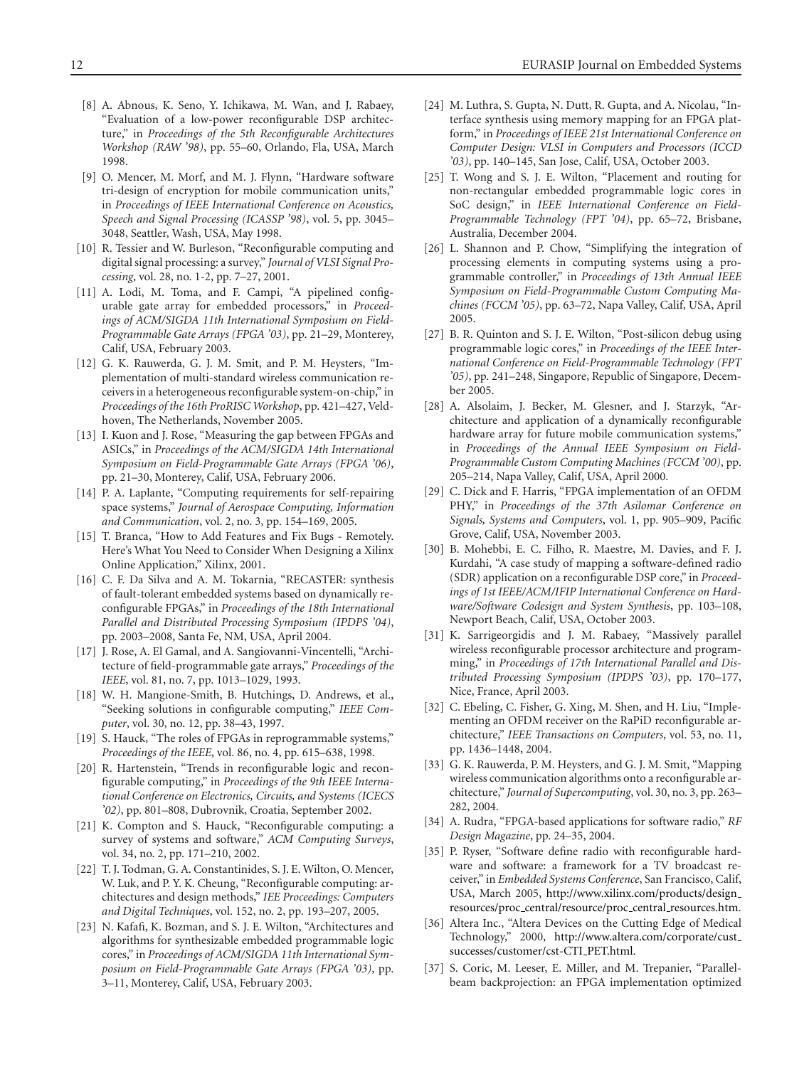[8] A. Abnous, K. Seno, Y. Ichikawa, M. Wan, and J. Rabaey, "Evaluation of a low-power reconfigurable DSP architecture," in *Proceedings of the 5th Reconfigurable Architectures Workshop (RAW '98)*, pp. 55–60, Orlando, Fla, USA, March 1998.

[9] O. Mencer, M. Morf, and M. J. Flynn, "Hardware software tri-design of encryption for mobile communication units," in *Proceedings of IEEE International Conference on Acoustics, Speech and Signal Processing (ICASSP '98)*, vol. 5, pp. 3045–3048, Seattler, Wash, USA, May 1998.

[10] R. Tessier and W. Burleson, "Reconfigurable computing and digital signal processing: a survey," *Journal of VLSI Signal Processing*, vol. 28, no. 1-2, pp. 7–27, 2001.

[11] A. Lodi, M. Toma, and F. Campi, "A pipelined configurable gate array for embedded processors," in *Proceedings of ACM/SIGDA 11th International Symposium on Field-Programmable Gate Arrays (FPGA '03)*, pp. 21–29, Monterey, Calif, USA, February 2003.

[12] G. K. Rauwerda, G. J. M. Smit, and P. M. Heysters, "Implementation of multi-standard wireless communication receivers in a heterogeneous reconfigurable system-on-chip," in *Proceedings of the 16th ProRISC Workshop*, pp. 421–427, Veldhoven, The Netherlands, November 2005.

[13] I. Kuon and J. Rose, "Measuring the gap between FPGAs and ASICs," in *Proceedings of the ACM/SIGDA 14th International Symposium on Field-Programmable Gate Arrays (FPGA '06)*, pp. 21–30, Monterey, Calif, USA, February 2006.

[14] P. A. Laplante, "Computing requirements for self-repairing space systems," *Journal of Aerospace Computing, Information and Communication*, vol. 2, no. 3, pp. 154–169, 2005.

[15] T. Branca, "How to Add Features and Fix Bugs - Remotely. Here's What You Need to Consider When Designing a Xilinx Online Application," Xilinx, 2001.

[16] C. F. Da Silva and A. M. Tokarnia, "RECASTER: synthesis of fault-tolerant embedded systems based on dynamically reconfigurable FPGAs," in *Proceedings of the 18th International Parallel and Distributed Processing Symposium (IPDPS '04)*, pp. 2003–2008, Santa Fe, NM, USA, April 2004.

[17] J. Rose, A. El Gamal, and A. Sangiovanni-Vincentelli, "Architecture of field-programmable gate arrays," *Proceedings of the IEEE*, vol. 81, no. 7, pp. 1013–1029, 1993.

[18] W. H. Mangione-Smith, B. Hutchings, D. Andrews, et al., "Seeking solutions in configurable computing," *IEEE Computer*, vol. 30, no. 12, pp. 38–43, 1997.

[19] S. Hauck, "The roles of FPGAs in reprogrammable systems," *Proceedings of the IEEE*, vol. 86, no. 4, pp. 615–638, 1998.

[20] R. Hartenstein, "Trends in reconfigurable logic and reconfigurable computing," in *Proceedings of the 9th IEEE International Conference on Electronics, Circuits, and Systems (ICECS '02)*, pp. 801–808, Dubrovnik, Croatia, September 2002.

[21] K. Compton and S. Hauck, "Reconfigurable computing: a survey of systems and software," *ACM Computing Surveys*, vol. 34, no. 2, pp. 171–210, 2002.

[22] T. J. Todman, G. A. Constantinides, S. J. E. Wilton, O. Mencer, W. Luk, and P. Y. K. Cheung, "Reconfigurable computing: architectures and design methods," *IEE Proceedings: Computers and Digital Techniques*, vol. 152, no. 2, pp. 193–207, 2005.

[23] N. Kafafi, K. Bozman, and S. J. E. Wilton, "Architectures and algorithms for synthesizable embedded programmable logic cores," in *Proceedings of ACM/SIGDA 11th International Symposium on Field-Programmable Gate Arrays (FPGA '03)*, pp. 3–11, Monterey, Calif, USA, February 2003.

[24] M. Luthra, S. Gupta, N. Dutt, R. Gupta, and A. Nicolau, "Interface synthesis using memory mapping for an FPGA platform," in *Proceedings of IEEE 21st International Conference on Computer Design: VLSI in Computers and Processors (ICCD '03)*, pp. 140–145, San Jose, Calif, USA, October 2003.

[25] T. Wong and S. J. E. Wilton, "Placement and routing for non-rectangular embedded programmable logic cores in SoC design," in *IEEE International Conference on Field-Programmable Technology (FPT '04)*, pp. 65–72, Brisbane, Australia, December 2004.

[26] L. Shannon and P. Chow, "Simplifying the integration of processing elements in computing systems using a programmable controller," in *Proceedings of 13th Annual IEEE Symposium on Field-Programmable Custom Computing Machines (FCCM '05)*, pp. 63–72, Napa Valley, Calif, USA, April 2005.

[27] B. R. Quinton and S. J. E. Wilton, "Post-silicon debug using programmable logic cores," in *Proceedings of the IEEE International Conference on Field-Programmable Technology (FPT '05)*, pp. 241–248, Singapore, Republic of Singapore, December 2005.

[28] A. Alsolaim, J. Becker, M. Glesner, and J. Starzyk, "Architecture and application of a dynamically reconfigurable hardware array for future mobile communication systems," in *Proceedings of the Annual IEEE Symposium on Field-Programmable Custom Computing Machines (FCCM '00)*, pp. 205–214, Napa Valley, Calif, USA, April 2000.

[29] C. Dick and F. Harris, "FPGA implementation of an OFDM PHY," in *Proceedings of the 37th Asilomar Conference on Signals, Systems and Computers*, vol. 1, pp. 905–909, Pacific Grove, Calif, USA, November 2003.

[30] B. Mohebbi, E. C. Filho, R. Maestre, M. Davies, and F. J. Kurdahi, "A case study of mapping a software-defined radio (SDR) application on a reconfigurable DSP core," in *Proceedings of 1st IEEE/ACM/IFIP International Conference on Hardware/Software Codesign and System Synthesis*, pp. 103–108, Newport Beach, Calif, USA, October 2003.

[31] K. Sarrigeorgidis and J. M. Rabaey, "Massively parallel wireless reconfigurable processor architecture and programming," in *Proceedings of 17th International Parallel and Distributed Processing Symposium (IPDPS '03)*, pp. 170–177, Nice, France, April 2003.

[32] C. Ebeling, C. Fisher, G. Xing, M. Shen, and H. Liu, "Implementing an OFDM receiver on the RaPiD reconfigurable architecture," *IEEE Transactions on Computers*, vol. 53, no. 11, pp. 1436–1448, 2004.

[33] G. K. Rauwerda, P. M. Heysters, and G. J. M. Smit, "Mapping wireless communication algorithms onto a reconfigurable architecture," *Journal of Supercomputing*, vol. 30, no. 3, pp. 263–282, 2004.

[34] A. Rudra, "FPGA-based applications for software radio," *RF Design Magazine*, pp. 24–35, 2004.

[35] P. Ryser, "Software define radio with reconfigurable hardware and software: a framework for a TV broadcast receiver," in *Embedded Systems Conference*, San Francisco, Calif, USA, March 2005, http://www.xilinx.com/products/design_resources/proc_central/resource/proc_central_resources.htm.

[36] Altera Inc., "Altera Devices on the Cutting Edge of Medical Technology," 2000, http://www.altera.com/corporate/cust_successes/customer/cst-CTI_PET.html.

[37] S. Coric, M. Leeser, E. Miller, and M. Trepanier, "Parallel-beam backprojection: an FPGA implementation optimized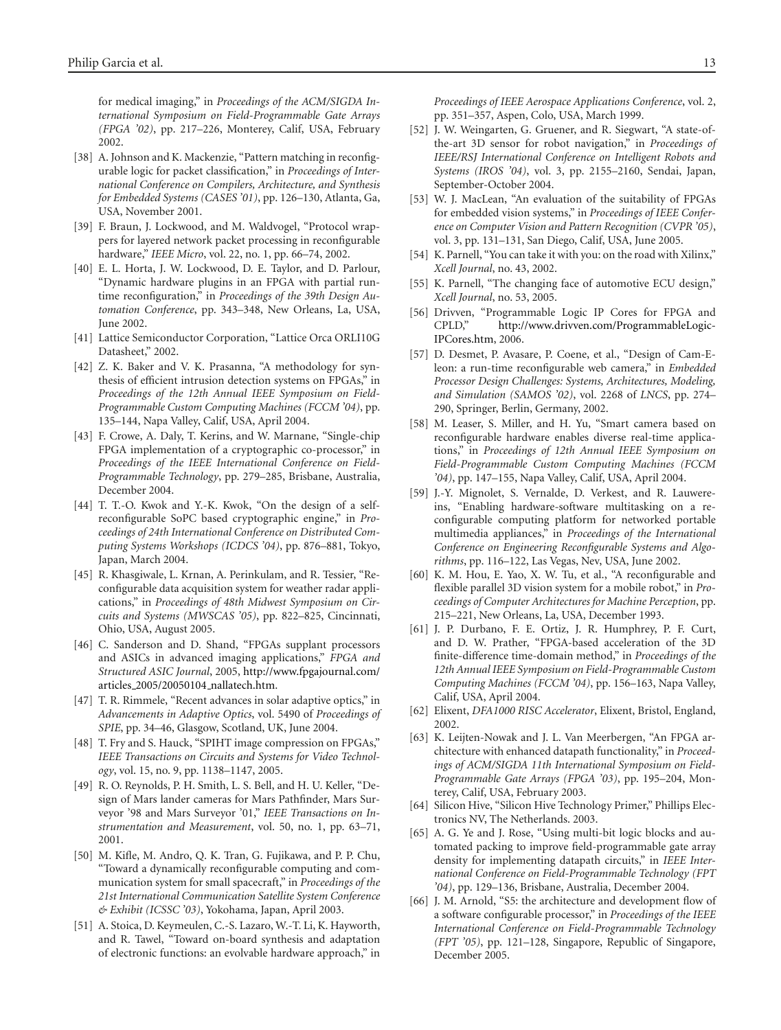for medical imaging," in *Proceedings of the ACM/SIGDA International Symposium on Field-Programmable Gate Arrays (FPGA '02)*, pp. 217–226, Monterey, Calif, USA, February 2002.

[38] A. Johnson and K. Mackenzie, "Pattern matching in reconfigurable logic for packet classification," in *Proceedings of International Conference on Compilers, Architecture, and Synthesis for Embedded Systems (CASES '01)*, pp. 126–130, Atlanta, Ga, USA, November 2001.

[39] F. Braun, J. Lockwood, and M. Waldvogel, "Protocol wrappers for layered network packet processing in reconfigurable hardware," *IEEE Micro*, vol. 22, no. 1, pp. 66–74, 2002.

[40] E. L. Horta, J. W. Lockwood, D. E. Taylor, and D. Parlour, "Dynamic hardware plugins in an FPGA with partial runtime reconfiguration," in *Proceedings of the 39th Design Automation Conference*, pp. 343–348, New Orleans, La, USA, June 2002.

[41] Lattice Semiconductor Corporation, "Lattice Orca ORLI10G Datasheet," 2002.

[42] Z. K. Baker and V. K. Prasanna, "A methodology for synthesis of efficient intrusion detection systems on FPGAs," in *Proceedings of the 12th Annual IEEE Symposium on Field-Programmable Custom Computing Machines (FCCM '04)*, pp. 135–144, Napa Valley, Calif, USA, April 2004.

[43] F. Crowe, A. Daly, T. Kerins, and W. Marnane, "Single-chip FPGA implementation of a cryptographic co-processor," in *Proceedings of the IEEE International Conference on Field-Programmable Technology*, pp. 279–285, Brisbane, Australia, December 2004.

[44] T. T.-O. Kwok and Y.-K. Kwok, "On the design of a self-reconfigurable SoPC based cryptographic engine," in *Proceedings of 24th International Conference on Distributed Computing Systems Workshops (ICDCS '04)*, pp. 876–881, Tokyo, Japan, March 2004.

[45] R. Khasgiwale, L. Krnan, A. Perinkulam, and R. Tessier, "Reconfigurable data acquisition system for weather radar applications," in *Proceedings of 48th Midwest Symposium on Circuits and Systems (MWSCAS '05)*, pp. 822–825, Cincinnati, Ohio, USA, August 2005.

[46] C. Sanderson and D. Shand, "FPGAs supplant processors and ASICs in advanced imaging applications," *FPGA and Structured ASIC Journal*, 2005, http://www.fpgajournal.com/articles_2005/20050104_nallatech.htm.

[47] T. R. Rimmele, "Recent advances in solar adaptive optics," in *Advancements in Adaptive Optics*, vol. 5490 of *Proceedings of SPIE*, pp. 34–46, Glasgow, Scotland, UK, June 2004.

[48] T. Fry and S. Hauck, "SPIHT image compression on FPGAs," *IEEE Transactions on Circuits and Systems for Video Technology*, vol. 15, no. 9, pp. 1138–1147, 2005.

[49] R. O. Reynolds, P. H. Smith, L. S. Bell, and H. U. Keller, "Design of Mars lander cameras for Mars Pathfinder, Mars Surveyor '98 and Mars Surveyor '01," *IEEE Transactions on Instrumentation and Measurement*, vol. 50, no. 1, pp. 63–71, 2001.

[50] M. Kifle, M. Andro, Q. K. Tran, G. Fujikawa, and P. P. Chu, "Toward a dynamically reconfigurable computing and communication system for small spacecraft," in *Proceedings of the 21st International Communication Satellite System Conference & Exhibit (ICSSC '03)*, Yokohama, Japan, April 2003.

[51] A. Stoica, D. Keymeulen, C.-S. Lazaro, W.-T. Li, K. Hayworth, and R. Tawel, "Toward on-board synthesis and adaptation of electronic functions: an evolvable hardware approach," in *Proceedings of IEEE Aerospace Applications Conference*, vol. 2, pp. 351–357, Aspen, Colo, USA, March 1999.

[52] J. W. Weingarten, G. Gruener, and R. Siegwart, "A state-of-the-art 3D sensor for robot navigation," in *Proceedings of IEEE/RSJ International Conference on Intelligent Robots and Systems (IROS '04)*, vol. 3, pp. 2155–2160, Sendai, Japan, September-October 2004.

[53] W. J. MacLean, "An evaluation of the suitability of FPGAs for embedded vision systems," in *Proceedings of IEEE Conference on Computer Vision and Pattern Recognition (CVPR '05)*, vol. 3, pp. 131–131, San Diego, Calif, USA, June 2005.

[54] K. Parnell, "You can take it with you: on the road with Xilinx," *Xcell Journal*, no. 43, 2002.

[55] K. Parnell, "The changing face of automotive ECU design," *Xcell Journal*, no. 53, 2005.

[56] Drivven, "Programmable Logic IP Cores for FPGA and CPLD," http://www.drivven.com/ProgrammableLogic-IPCores.htm, 2006.

[57] D. Desmet, P. Avasare, P. Coene, et al., "Design of Cam-E-leon: a run-time reconfigurable web camera," in *Embedded Processor Design Challenges: Systems, Architectures, Modeling, and Simulation (SAMOS '02)*, vol. 2268 of *LNCS*, pp. 274–290, Springer, Berlin, Germany, 2002.

[58] M. Leaser, S. Miller, and H. Yu, "Smart camera based on reconfigurable hardware enables diverse real-time applications," in *Proceedings of 12th Annual IEEE Symposium on Field-Programmable Custom Computing Machines (FCCM '04)*, pp. 147–155, Napa Valley, Calif, USA, April 2004.

[59] J.-Y. Mignolet, S. Vernalde, D. Verkest, and R. Lauwereins, "Enabling hardware-software multitasking on a reconfigurable computing platform for networked portable multimedia appliances," in *Proceedings of the International Conference on Engineering Reconfigurable Systems and Algorithms*, pp. 116–122, Las Vegas, Nev, USA, June 2002.

[60] K. M. Hou, E. Yao, X. W. Tu, et al., "A reconfigurable and flexible parallel 3D vision system for a mobile robot," in *Proceedings of Computer Architectures for Machine Perception*, pp. 215–221, New Orleans, La, USA, December 1993.

[61] J. P. Durbano, F. E. Ortiz, J. R. Humphrey, P. F. Curt, and D. W. Prather, "FPGA-based acceleration of the 3D finite-difference time-domain method," in *Proceedings of the 12th Annual IEEE Symposium on Field-Programmable Custom Computing Machines (FCCM '04)*, pp. 156–163, Napa Valley, Calif, USA, April 2004.

[62] Elixent, *DFA1000 RISC Accelerator*, Elixent, Bristol, England, 2002.

[63] K. Leijten-Nowak and J. L. Van Meerbergen, "An FPGA architecture with enhanced datapath functionality," in *Proceedings of ACM/SIGDA 11th International Symposium on Field-Programmable Gate Arrays (FPGA '03)*, pp. 195–204, Monterey, Calif, USA, February 2003.

[64] Silicon Hive, "Silicon Hive Technology Primer," Phillips Electronics NV, The Netherlands. 2003.

[65] A. G. Ye and J. Rose, "Using multi-bit logic blocks and automated packing to improve field-programmable gate array density for implementing datapath circuits," in *IEEE International Conference on Field-Programmable Technology (FPT '04)*, pp. 129–136, Brisbane, Australia, December 2004.

[66] J. M. Arnold, "S5: the architecture and development flow of a software configurable processor," in *Proceedings of the IEEE International Conference on Field-Programmable Technology (FPT '05)*, pp. 121–128, Singapore, Republic of Singapore, December 2005.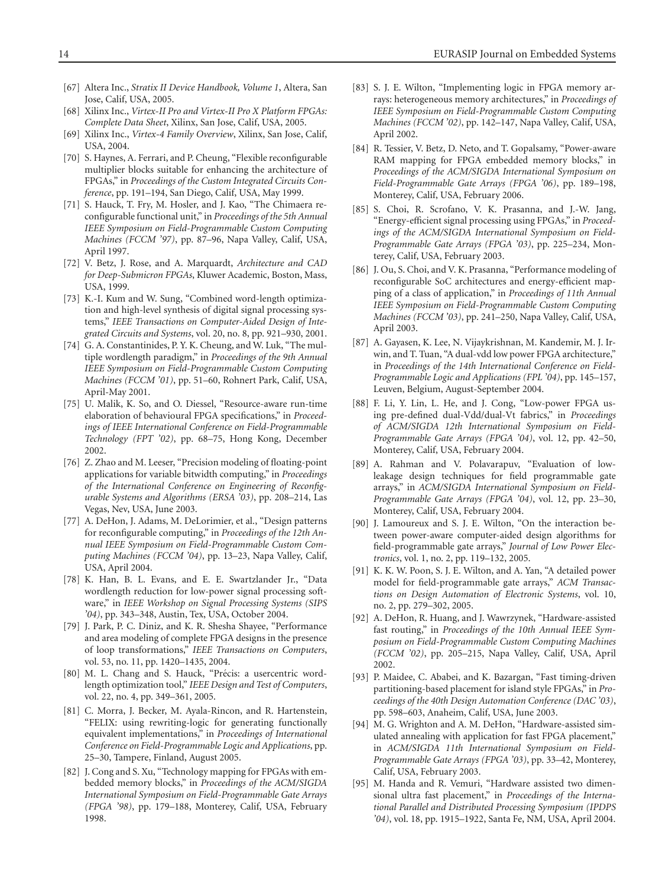[67] Altera Inc., *Stratix II Device Handbook, Volume 1*, Altera, San Jose, Calif, USA, 2005.

[68] Xilinx Inc., *Virtex-II Pro and Virtex-II Pro X Platform FPGAs: Complete Data Sheet*, Xilinx, San Jose, Calif, USA, 2005.

[69] Xilinx Inc., *Virtex-4 Family Overview*, Xilinx, San Jose, Calif, USA, 2004.

[70] S. Haynes, A. Ferrari, and P. Cheung, "Flexible reconfigurable multiplier blocks suitable for enhancing the architecture of FPGAs," in *Proceedings of the Custom Integrated Circuits Conference*, pp. 191–194, San Diego, Calif, USA, May 1999.

[71] S. Hauck, T. Fry, M. Hosler, and J. Kao, "The Chimaera reconfigurable functional unit," in *Proceedings of the 5th Annual IEEE Symposium on Field-Programmable Custom Computing Machines (FCCM '97)*, pp. 87–96, Napa Valley, Calif, USA, April 1997.

[72] V. Betz, J. Rose, and A. Marquardt, *Architecture and CAD for Deep-Submicron FPGAs*, Kluwer Academic, Boston, Mass, USA, 1999.

[73] K.-I. Kum and W. Sung, "Combined word-length optimization and high-level synthesis of digital signal processing systems," *IEEE Transactions on Computer-Aided Design of Integrated Circuits and Systems*, vol. 20, no. 8, pp. 921–930, 2001.

[74] G. A. Constantinides, P. Y. K. Cheung, and W. Luk, "The multiple wordlength paradigm," in *Proceedings of the 9th Annual IEEE Symposium on Field-Programmable Custom Computing Machines (FCCM '01)*, pp. 51–60, Rohnert Park, Calif, USA, April-May 2001.

[75] U. Malik, K. So, and O. Diessel, "Resource-aware run-time elaboration of behavioural FPGA specifications," in *Proceedings of IEEE International Conference on Field-Programmable Technology (FPT '02)*, pp. 68–75, Hong Kong, December 2002.

[76] Z. Zhao and M. Leeser, "Precision modeling of floating-point applications for variable bitwidth computing," in *Proceedings of the International Conference on Engineering of Reconfigurable Systems and Algorithms (ERSA '03)*, pp. 208–214, Las Vegas, Nev, USA, June 2003.

[77] A. DeHon, J. Adams, M. DeLorimier, et al., "Design patterns for reconfigurable computing," in *Proceedings of the 12th Annual IEEE Symposium on Field-Programmable Custom Computing Machines (FCCM '04)*, pp. 13–23, Napa Valley, Calif, USA, April 2004.

[78] K. Han, B. L. Evans, and E. E. Swartzlander Jr., "Data wordlength reduction for low-power signal processing software," in *IEEE Workshop on Signal Processing Systems (SIPS '04)*, pp. 343–348, Austin, Tex, USA, October 2004.

[79] J. Park, P. C. Diniz, and K. R. Shesha Shayee, "Performance and area modeling of complete FPGA designs in the presence of loop transformations," *IEEE Transactions on Computers*, vol. 53, no. 11, pp. 1420–1435, 2004.

[80] M. L. Chang and S. Hauck, "Précis: a usercentric wordlength optimization tool," *IEEE Design and Test of Computers*, vol. 22, no. 4, pp. 349–361, 2005.

[81] C. Morra, J. Becker, M. Ayala-Rincon, and R. Hartenstein, "FELIX: using rewriting-logic for generating functionally equivalent implementations," in *Proceedings of International Conference on Field-Programmable Logic and Applications*, pp. 25–30, Tampere, Finland, August 2005.

[82] J. Cong and S. Xu, "Technology mapping for FPGAs with embedded memory blocks," in *Proceedings of the ACM/SIGDA International Symposium on Field-Programmable Gate Arrays (FPGA '98)*, pp. 179–188, Monterey, Calif, USA, February 1998.

[83] S. J. E. Wilton, "Implementing logic in FPGA memory arrays: heterogeneous memory architectures," in *Proceedings of IEEE Symposium on Field-Programmable Custom Computing Machines (FCCM '02)*, pp. 142–147, Napa Valley, Calif, USA, April 2002.

[84] R. Tessier, V. Betz, D. Neto, and T. Gopalsamy, "Power-aware RAM mapping for FPGA embedded memory blocks," in *Proceedings of the ACM/SIGDA International Symposium on Field-Programmable Gate Arrays (FPGA '06)*, pp. 189–198, Monterey, Calif, USA, February 2006.

[85] S. Choi, R. Scrofano, V. K. Prasanna, and J.-W. Jang, "Energy-efficient signal processing using FPGAs," in *Proceedings of the ACM/SIGDA International Symposium on Field-Programmable Gate Arrays (FPGA '03)*, pp. 225–234, Monterey, Calif, USA, February 2003.

[86] J. Ou, S. Choi, and V. K. Prasanna, "Performance modeling of reconfigurable SoC architectures and energy-efficient mapping of a class of application," in *Proceedings of 11th Annual IEEE Symposium on Field-Programmable Custom Computing Machines (FCCM '03)*, pp. 241–250, Napa Valley, Calif, USA, April 2003.

[87] A. Gayasen, K. Lee, N. Vijaykrishnan, M. Kandemir, M. J. Irwin, and T. Tuan, "A dual-vdd low power FPGA architecture," in *Proceedings of the 14th International Conference on Field-Programmable Logic and Applications (FPL '04)*, pp. 145–157, Leuven, Belgium, August-September 2004.

[88] F. Li, Y. Lin, L. He, and J. Cong, "Low-power FPGA using pre-defined dual-Vdd/dual-Vt fabrics," in *Proceedings of ACM/SIGDA 12th International Symposium on Field-Programmable Gate Arrays (FPGA '04)*, vol. 12, pp. 42–50, Monterey, Calif, USA, February 2004.

[89] A. Rahman and V. Polavarapuv, "Evaluation of low-leakage design techniques for field programmable gate arrays," in *ACM/SIGDA International Symposium on Field-Programmable Gate Arrays (FPGA '04)*, vol. 12, pp. 23–30, Monterey, Calif, USA, February 2004.

[90] J. Lamoureux and S. J. E. Wilton, "On the interaction between power-aware computer-aided design algorithms for field-programmable gate arrays," *Journal of Low Power Electronics*, vol. 1, no. 2, pp. 119–132, 2005.

[91] K. K. W. Poon, S. J. E. Wilton, and A. Yan, "A detailed power model for field-programmable gate arrays," *ACM Transactions on Design Automation of Electronic Systems*, vol. 10, no. 2, pp. 279–302, 2005.

[92] A. DeHon, R. Huang, and J. Wawrzynek, "Hardware-assisted fast routing," in *Proceedings of the 10th Annual IEEE Symposium on Field-Programmable Custom Computing Machines (FCCM '02)*, pp. 205–215, Napa Valley, Calif, USA, April 2002.

[93] P. Maidee, C. Ababei, and K. Bazargan, "Fast timing-driven partitioning-based placement for island style FPGAs," in *Proceedings of the 40th Design Automation Conference (DAC '03)*, pp. 598–603, Anaheim, Calif, USA, June 2003.

[94] M. G. Wrighton and A. M. DeHon, "Hardware-assisted simulated annealing with application for fast FPGA placement," in *ACM/SIGDA 11th International Symposium on Field-Programmable Gate Arrays (FPGA '03)*, pp. 33–42, Monterey, Calif, USA, February 2003.

[95] M. Handa and R. Vemuri, "Hardware assisted two dimensional ultra fast placement," in *Proceedings of the International Parallel and Distributed Processing Symposium (IPDPS '04)*, vol. 18, pp. 1915–1922, Santa Fe, NM, USA, April 2004.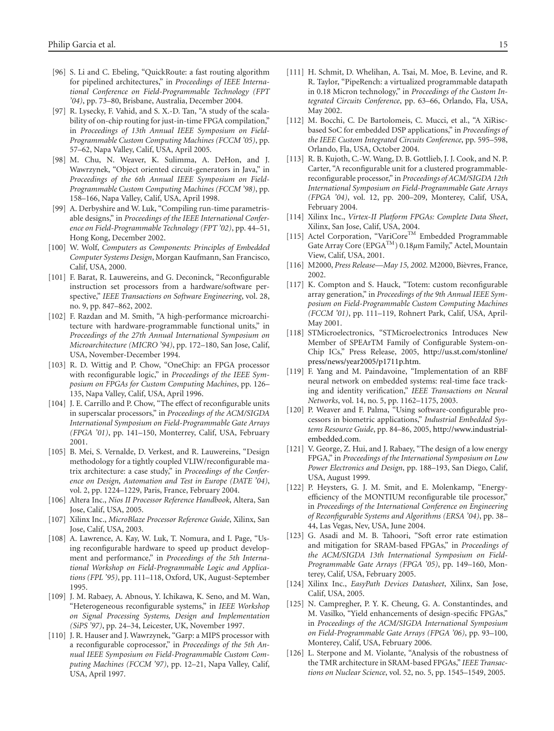[96] S. Li and C. Ebeling, "QuickRoute: a fast routing algorithm for pipelined architectures," in *Proceedings of IEEE International Conference on Field-Programmable Technology (FPT '04)*, pp. 73–80, Brisbane, Australia, December 2004.

[97] R. Lysecky, F. Vahid, and S. X.-D. Tan, "A study of the scalability of on-chip routing for just-in-time FPGA compilation," in *Proceedings of 13th Annual IEEE Symposium on Field-Programmable Custom Computing Machines (FCCM '05)*, pp. 57–62, Napa Valley, Calif, USA, April 2005.

[98] M. Chu, N. Weaver, K. Sulimma, A. DeHon, and J. Wawrzynek, "Object oriented circuit-generators in Java," in *Proceedings of the 6th Annual IEEE Symposium on Field-Programmable Custom Computing Machines (FCCM '98)*, pp. 158–166, Napa Valley, Calif, USA, April 1998.

[99] A. Derbyshire and W. Luk, "Compiling run-time parametrisable designs," in *Proceedings of the IEEE International Conference on Field-Programmable Technology (FPT '02)*, pp. 44–51, Hong Kong, December 2002.

[100] W. Wolf, *Computers as Components: Principles of Embedded Computer Systems Design*, Morgan Kaufmann, San Francisco, Calif, USA, 2000.

[101] F. Barat, R. Lauwereins, and G. Deconinck, "Reconfigurable instruction set processors from a hardware/software perspective," *IEEE Transactions on Software Engineering*, vol. 28, no. 9, pp. 847–862, 2002.

[102] F. Razdan and M. Smith, "A high-performance microarchitecture with hardware-programmable functional units," in *Proceedings of the 27th Annual International Symposium on Microarchitecture (MICRO '94)*, pp. 172–180, San Jose, Calif, USA, November-December 1994.

[103] R. D. Wittig and P. Chow, "OneChip: an FPGA processor with reconfigurable logic," in *Proceedings of the IEEE Symposium on FPGAs for Custom Computing Machines*, pp. 126–135, Napa Valley, Calif, USA, April 1996.

[104] J. E. Carrillo and P. Chow, "The effect of reconfigurable units in superscalar processors," in *Proceedings of the ACM/SIGDA International Symposium on Field-Programmable Gate Arrays (FPGA '01)*, pp. 141–150, Monterrey, Calif, USA, February 2001.

[105] B. Mei, S. Vernalde, D. Verkest, and R. Lauwereins, "Design methodology for a tightly coupled VLIW/reconfigurable matrix architecture: a case study," in *Proceedings of the Conference on Design, Automation and Test in Europe (DATE '04)*, vol. 2, pp. 1224–1229, Paris, France, February 2004.

[106] Altera Inc., *Nios II Processor Reference Handbook*, Altera, San Jose, Calif, USA, 2005.

[107] Xilinx Inc., *MicroBlaze Processor Reference Guide*, Xilinx, San Jose, Calif, USA, 2003.

[108] A. Lawrence, A. Kay, W. Luk, T. Nomura, and I. Page, "Using reconfigurable hardware to speed up product development and performance," in *Proceedings of the 5th International Workshop on Field-Programmable Logic and Applications (FPL '95)*, pp. 111–118, Oxford, UK, August-September 1995.

[109] J. M. Rabaey, A. Abnous, Y. Ichikawa, K. Seno, and M. Wan, "Heterogeneous reconfigurable systems," in *IEEE Workshop on Signal Processing Systems, Design and Implementation (SiPS '97)*, pp. 24–34, Leicester, UK, November 1997.

[110] J. R. Hauser and J. Wawrzynek, "Garp: a MIPS processor with a reconfigurable coprocessor," in *Proceedings of the 5th Annual IEEE Symposium on Field-Programmable Custom Computing Machines (FCCM '97)*, pp. 12–21, Napa Valley, Calif, USA, April 1997.

[111] H. Schmit, D. Whelihan, A. Tsai, M. Moe, B. Levine, and R. R. Taylor, "PipeRench: a virtualized programmable datapath in 0.18 Micron technology," in *Proceedings of the Custom Integrated Circuits Conference*, pp. 63–66, Orlando, Fla, USA, May 2002.

[112] M. Bocchi, C. De Bartolomeis, C. Mucci, et al., "A XiRisc-based SoC for embedded DSP applications," in *Proceedings of the IEEE Custom Integrated Circuits Conference*, pp. 595–598, Orlando, Fla, USA, October 2004.

[113] R. B. Kujoth, C.-W. Wang, D. B. Gottlieb, J. J. Cook, and N. P. Carter, "A reconfigurable unit for a clustered programmable-reconfigurable processor," in *Proceedings of ACM/SIGDA 12th International Symposium on Field-Programmable Gate Arrays (FPGA '04)*, vol. 12, pp. 200–209, Monterey, Calif, USA, February 2004.

[114] Xilinx Inc., *Virtex-II Platform FPGAs: Complete Data Sheet*, Xilinx, San Jose, Calif, USA, 2004.

[115] Actel Corporation, "VariCore™ Embedded Programmable Gate Array Core (EPGA™) 0.18$\mu$m Family," Actel, Mountain View, Calif, USA, 2001.

[116] M2000, *Press Release—May 15, 2002.* M2000, Bièvres, France, 2002.

[117] K. Compton and S. Hauck, "Totem: custom reconfigurable array generation," in *Proceedings of the 9th Annual IEEE Symposium on Field-Programmable Custom Computing Machines (FCCM '01)*, pp. 111–119, Rohnert Park, Calif, USA, April-May 2001.

[118] STMicroelectronics, "STMicroelectronics Introduces New Member of SPEArTM Family of Configurable System-on-Chip ICs," Press Release, 2005, http://us.st.com/stonline/press/news/year2005/p1711p.htm.

[119] F. Yang and M. Paindavoine, "Implementation of an RBF neural network on embedded systems: real-time face tracking and identity verification," *IEEE Transactions on Neural Networks*, vol. 14, no. 5, pp. 1162–1175, 2003.

[120] P. Weaver and F. Palma, "Using software-configurable processors in biometric applications," *Industrial Embedded Systems Resource Guide*, pp. 84–86, 2005, http://www.industrial-embedded.com.

[121] V. George, Z. Hui, and J. Rabaey, "The design of a low energy FPGA," in *Proceedings of the International Symposium on Low Power Electronics and Design*, pp. 188–193, San Diego, Calif, USA, August 1999.

[122] P. Heysters, G. J. M. Smit, and E. Molenkamp, "Energy-efficiency of the MONTIUM reconfigurable tile processor," in *Proceedings of the International Conference on Engineering of Reconfigurable Systems and Algorithms (ERSA '04)*, pp. 38–44, Las Vegas, Nev, USA, June 2004.

[123] G. Asadi and M. B. Tahoori, "Soft error rate estimation and mitigation for SRAM-based FPGAs," in *Proceedings of the ACM/SIGDA 13th International Symposium on Field-Programmable Gate Arrays (FPGA '05)*, pp. 149–160, Monterey, Calif, USA, February 2005.

[124] Xilinx Inc., *EasyPath Devices Datasheet*, Xilinx, San Jose, Calif, USA, 2005.

[125] N. Campregher, P. Y. K. Cheung, G. A. Constantindes, and M. Vasilko, "Yield enhancements of design-specific FPGAs," in *Proceedings of the ACM/SIGDA International Symposium on Field-Programmable Gate Arrays (FPGA '06)*, pp. 93–100, Monterey, Calif, USA, February 2006.

[126] L. Sterpone and M. Violante, "Analysis of the robustness of the TMR architecture in SRAM-based FPGAs," *IEEE Transactions on Nuclear Science*, vol. 52, no. 5, pp. 1545–1549, 2005.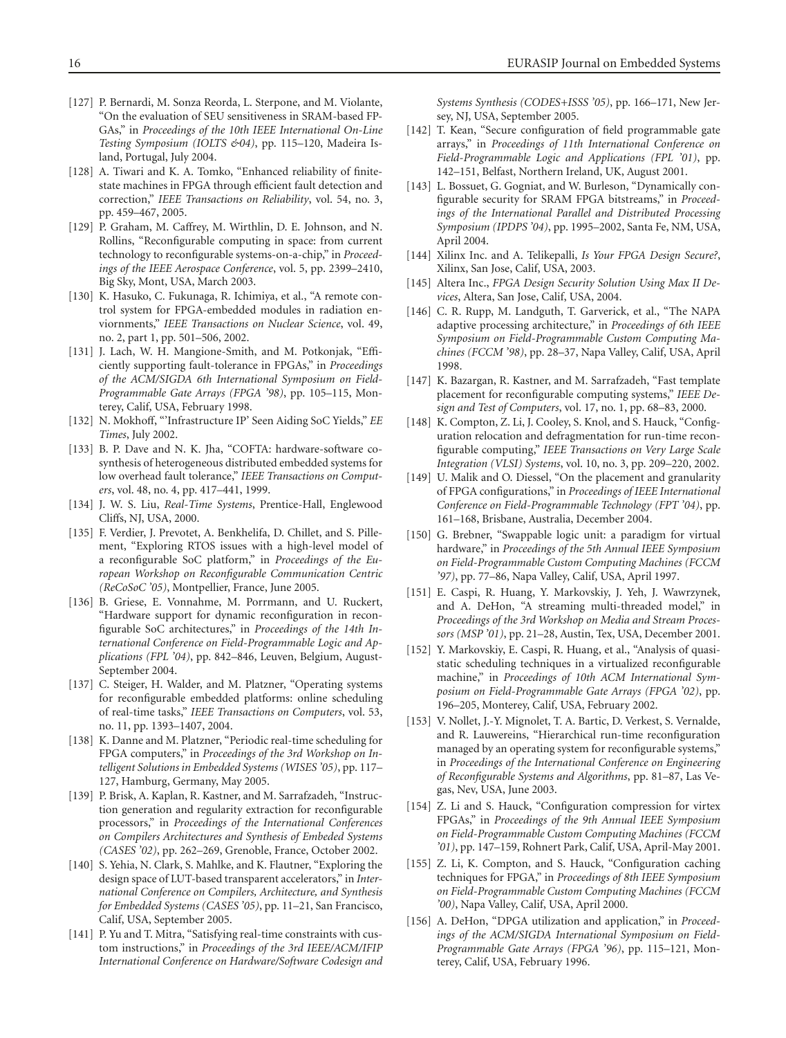[127] P. Bernardi, M. Sonza Reorda, L. Sterpone, and M. Violante, "On the evaluation of SEU sensitiveness in SRAM-based FPGAs," in *Proceedings of the 10th IEEE International On-Line Testing Symposium (IOLTS &04)*, pp. 115–120, Madeira Island, Portugal, July 2004.

[128] A. Tiwari and K. A. Tomko, "Enhanced reliability of finite-state machines in FPGA through efficient fault detection and correction," *IEEE Transactions on Reliability*, vol. 54, no. 3, pp. 459–467, 2005.

[129] P. Graham, M. Caffrey, M. Wirthlin, D. E. Johnson, and N. Rollins, "Reconfigurable computing in space: from current technology to reconfigurable systems-on-a-chip," in *Proceedings of the IEEE Aerospace Conference*, vol. 5, pp. 2399–2410, Big Sky, Mont, USA, March 2003.

[130] K. Hasuko, C. Fukunaga, R. Ichimiya, et al., "A remote control system for FPGA-embedded modules in radiation enviornments," *IEEE Transactions on Nuclear Science*, vol. 49, no. 2, part 1, pp. 501–506, 2002.

[131] J. Lach, W. H. Mangione-Smith, and M. Potkonjak, "Efficiently supporting fault-tolerance in FPGAs," in *Proceedings of the ACM/SIGDA 6th International Symposium on Field-Programmable Gate Arrays (FPGA '98)*, pp. 105–115, Monterey, Calif, USA, February 1998.

[132] N. Mokhoff, "'Infrastructure IP' Seen Aiding SoC Yields," *EE Times*, July 2002.

[133] B. P. Dave and N. K. Jha, "COFTA: hardware-software co-synthesis of heterogeneous distributed embedded systems for low overhead fault tolerance," *IEEE Transactions on Computers*, vol. 48, no. 4, pp. 417–441, 1999.

[134] J. W. S. Liu, *Real-Time Systems*, Prentice-Hall, Englewood Cliffs, NJ, USA, 2000.

[135] F. Verdier, J. Prevotet, A. Benkhelifa, D. Chillet, and S. Pillement, "Exploring RTOS issues with a high-level model of a reconfigurable SoC platform," in *Proceedings of the European Workshop on Reconfigurable Communication Centric (ReCoSoC '05)*, Montpellier, France, June 2005.

[136] B. Griese, E. Vonnahme, M. Porrmann, and U. Ruckert, "Hardware support for dynamic reconfiguration in reconfigurable SoC architectures," in *Proceedings of the 14th International Conference on Field-Programmable Logic and Applications (FPL '04)*, pp. 842–846, Leuven, Belgium, August-September 2004.

[137] C. Steiger, H. Walder, and M. Platzner, "Operating systems for reconfigurable embedded platforms: online scheduling of real-time tasks," *IEEE Transactions on Computers*, vol. 53, no. 11, pp. 1393–1407, 2004.

[138] K. Danne and M. Platzner, "Periodic real-time scheduling for FPGA computers," in *Proceedings of the 3rd Workshop on Intelligent Solutions in Embedded Systems (WISES '05)*, pp. 117–127, Hamburg, Germany, May 2005.

[139] P. Brisk, A. Kaplan, R. Kastner, and M. Sarrafzadeh, "Instruction generation and regularity extraction for reconfigurable processors," in *Proceedings of the International Conferences on Compilers Architectures and Synthesis of Embeded Systems (CASES '02)*, pp. 262–269, Grenoble, France, October 2002.

[140] S. Yehia, N. Clark, S. Mahlke, and K. Flautner, "Exploring the design space of LUT-based transparent accelerators," in *International Conference on Compilers, Architecture, and Synthesis for Embedded Systems (CASES '05)*, pp. 11–21, San Francisco, Calif, USA, September 2005.

[141] P. Yu and T. Mitra, "Satisfying real-time constraints with custom instructions," in *Proceedings of the 3rd IEEE/ACM/IFIP International Conference on Hardware/Software Codesign and Systems Synthesis (CODES+ISSS '05)*, pp. 166–171, New Jersey, NJ, USA, September 2005.

[142] T. Kean, "Secure configuration of field programmable gate arrays," in *Proceedings of 11th International Conference on Field-Programmable Logic and Applications (FPL '01)*, pp. 142–151, Belfast, Northern Ireland, UK, August 2001.

[143] L. Bossuet, G. Gogniat, and W. Burleson, "Dynamically configurable security for SRAM FPGA bitstreams," in *Proceedings of the International Parallel and Distributed Processing Symposium (IPDPS '04)*, pp. 1995–2002, Santa Fe, NM, USA, April 2004.

[144] Xilinx Inc. and A. Telikepalli, *Is Your FPGA Design Secure?*, Xilinx, San Jose, Calif, USA, 2003.

[145] Altera Inc., *FPGA Design Security Solution Using Max II Devices*, Altera, San Jose, Calif, USA, 2004.

[146] C. R. Rupp, M. Landguth, T. Garverick, et al., "The NAPA adaptive processing architecture," in *Proceedings of 6th IEEE Symposium on Field-Programmable Custom Computing Machines (FCCM '98)*, pp. 28–37, Napa Valley, Calif, USA, April 1998.

[147] K. Bazargan, R. Kastner, and M. Sarrafzadeh, "Fast template placement for reconfigurable computing systems," *IEEE Design and Test of Computers*, vol. 17, no. 1, pp. 68–83, 2000.

[148] K. Compton, Z. Li, J. Cooley, S. Knol, and S. Hauck, "Configuration relocation and defragmentation for run-time reconfigurable computing," *IEEE Transactions on Very Large Scale Integration (VLSI) Systems*, vol. 10, no. 3, pp. 209–220, 2002.

[149] U. Malik and O. Diessel, "On the placement and granularity of FPGA configurations," in *Proceedings of IEEE International Conference on Field-Programmable Technology (FPT '04)*, pp. 161–168, Brisbane, Australia, December 2004.

[150] G. Brebner, "Swappable logic unit: a paradigm for virtual hardware," in *Proceedings of the 5th Annual IEEE Symposium on Field-Programmable Custom Computing Machines (FCCM '97)*, pp. 77–86, Napa Valley, Calif, USA, April 1997.

[151] E. Caspi, R. Huang, Y. Markovskiy, J. Yeh, J. Wawrzynek, and A. DeHon, "A streaming multi-threaded model," in *Proceedings of the 3rd Workshop on Media and Stream Processors (MSP '01)*, pp. 21–28, Austin, Tex, USA, December 2001.

[152] Y. Markovskiy, E. Caspi, R. Huang, et al., "Analysis of quasi-static scheduling techniques in a virtualized reconfigurable machine," in *Proceedings of 10th ACM International Symposium on Field-Programmable Gate Arrays (FPGA '02)*, pp. 196–205, Monterey, Calif, USA, February 2002.

[153] V. Nollet, J.-Y. Mignolet, T. A. Bartic, D. Verkest, S. Vernalde, and R. Lauwereins, "Hierarchical run-time reconfiguration managed by an operating system for reconfigurable systems," in *Proceedings of the International Conference on Engineering of Reconfigurable Systems and Algorithms*, pp. 81–87, Las Vegas, Nev, USA, June 2003.

[154] Z. Li and S. Hauck, "Configuration compression for virtex FPGAs," in *Proceedings of the 9th Annual IEEE Symposium on Field-Programmable Custom Computing Machines (FCCM '01)*, pp. 147–159, Rohnert Park, Calif, USA, April-May 2001.

[155] Z. Li, K. Compton, and S. Hauck, "Configuration caching techniques for FPGA," in *Proceedings of 8th IEEE Symposium on Field-Programmable Custom Computing Machines (FCCM '00)*, Napa Valley, Calif, USA, April 2000.

[156] A. DeHon, "DPGA utilization and application," in *Proceedings of the ACM/SIGDA International Symposium on Field-Programmable Gate Arrays (FPGA '96)*, pp. 115–121, Monterey, Calif, USA, February 1996.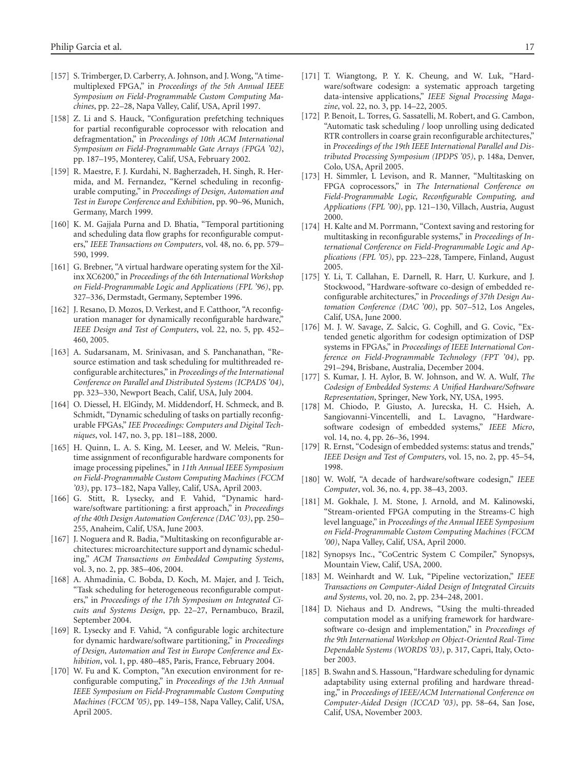[157] S. Trimberger, D. Carberry, A. Johnson, and J. Wong, "A time-multiplexed FPGA," in *Proceedings of the 5th Annual IEEE Symposium on Field-Programmable Custom Computing Machines*, pp. 22–28, Napa Valley, Calif, USA, April 1997.

[158] Z. Li and S. Hauck, "Configuration prefetching techniques for partial reconfigurable coprocessor with relocation and defragmentation," in *Proceedings of 10th ACM International Symposium on Field-Programmable Gate Arrays (FPGA '02)*, pp. 187–195, Monterey, Calif, USA, February 2002.

[159] R. Maestre, F. J. Kurdahi, N. Bagherzadeh, H. Singh, R. Hermida, and M. Fernandez, "Kernel scheduling in reconfigurable computing," in *Proceedings of Design, Automation and Test in Europe Conference and Exhibition*, pp. 90–96, Munich, Germany, March 1999.

[160] K. M. Gajjala Purna and D. Bhatia, "Temporal partitioning and scheduling data flow graphs for reconfigurable computers," *IEEE Transactions on Computers*, vol. 48, no. 6, pp. 579–590, 1999.

[161] G. Brebner, "A virtual hardware operating system for the Xilinx XC6200," in *Proceedings of the 6th International Workshop on Field-Programmable Logic and Applications (FPL '96)*, pp. 327–336, Dermstadt, Germany, September 1996.

[162] J. Resano, D. Mozos, D. Verkest, and F. Catthoor, "A reconfiguration manager for dynamically reconfigurable hardware," *IEEE Design and Test of Computers*, vol. 22, no. 5, pp. 452–460, 2005.

[163] A. Sudarsanam, M. Srinivasan, and S. Panchanathan, "Resource estimation and task scheduling for multithreaded reconfigurable architectures," in *Proceedings of the International Conference on Parallel and Distributed Systems (ICPADS '04)*, pp. 323–330, Newport Beach, Calif, USA, July 2004.

[164] O. Diessel, H. ElGindy, M. Middendorf, H. Schmeck, and B. Schmidt, "Dynamic scheduling of tasks on partially reconfigurable FPGAs," *IEE Proceedings: Computers and Digital Techniques*, vol. 147, no. 3, pp. 181–188, 2000.

[165] H. Quinn, L. A. S. King, M. Leeser, and W. Meleis, "Runtime assignment of reconfigurable hardware components for image processing pipelines," in *11th Annual IEEE Symposium on Field-Programmable Custom Computing Machines (FCCM '03)*, pp. 173–182, Napa Valley, Calif, USA, April 2003.

[166] G. Stitt, R. Lysecky, and F. Vahid, "Dynamic hardware/software partitioning: a first approach," in *Proceedings of the 40th Design Automation Conference (DAC '03)*, pp. 250–255, Anaheim, Calif, USA, June 2003.

[167] J. Noguera and R. Badia, "Multitasking on reconfigurable architectures: microarchitecture support and dynamic scheduling," *ACM Transactions on Embedded Computing Systems*, vol. 3, no. 2, pp. 385–406, 2004.

[168] A. Ahmadinia, C. Bobda, D. Koch, M. Majer, and J. Teich, "Task scheduling for heterogeneous reconfigurable computers," in *Proceedings of the 17th Symposium on Integrated Cicuits and Systems Design*, pp. 22–27, Pernambuco, Brazil, September 2004.

[169] R. Lysecky and F. Vahid, "A configurable logic architecture for dynamic hardware/software partitioning," in *Proceedings of Design, Automation and Test in Europe Conference and Exhibition*, vol. 1, pp. 480–485, Paris, France, February 2004.

[170] W. Fu and K. Compton, "An execution environment for reconfigurable computing," in *Proceedings of the 13th Annual IEEE Symposium on Field-Programmable Custom Computing Machines (FCCM '05)*, pp. 149–158, Napa Valley, Calif, USA, April 2005.

[171] T. Wiangtong, P. Y. K. Cheung, and W. Luk, "Hardware/software codesign: a systematic approach targeting data-intensive applications," *IEEE Signal Processing Magazine*, vol. 22, no. 3, pp. 14–22, 2005.

[172] P. Benoit, L. Torres, G. Sassatelli, M. Robert, and G. Cambon, "Automatic task scheduling / loop unrolling using dedicated RTR controllers in coarse grain reconfigurable architectures," in *Proceedings of the 19th IEEE International Parallel and Distributed Processing Symposium (IPDPS '05)*, p. 148a, Denver, Colo, USA, April 2005.

[173] H. Simmler, L Levison, and R. Manner, "Multitasking on FPGA coprocessors," in *The International Conference on Field-Programmable Logic, Reconfigurable Computing, and Applications (FPL '00)*, pp. 121–130, Villach, Austria, August 2000.

[174] H. Kalte and M. Porrmann, "Context saving and restoring for multitasking in reconfigurable systems," in *Proceedings of International Conference on Field-Programmable Logic and Applications (FPL '05)*, pp. 223–228, Tampere, Finland, August 2005.

[175] Y. Li, T. Callahan, E. Darnell, R. Harr, U. Kurkure, and J. Stockwood, "Hardware-software co-design of embedded reconfigurable architectures," in *Proceedings of 37th Design Automation Conference (DAC '00)*, pp. 507–512, Los Angeles, Calif, USA, June 2000.

[176] M. J. W. Savage, Z. Salcic, G. Coghill, and G. Covic, "Extended genetic algorithm for codesign optimization of DSP systems in FPGAs," in *Proceedings of IEEE International Conference on Field-Programmable Technology (FPT '04)*, pp. 291–294, Brisbane, Australia, December 2004.

[177] S. Kumar, J. H. Aylor, B. W. Johnson, and W. A. Wulf, *The Codesign of Embedded Systems: A Unified Hardware/Software Representation*, Springer, New York, NY, USA, 1995.

[178] M. Chiodo, P. Giusto, A. Jurecska, H. C. Hsieh, A. Sangiovanni-Vincentelli, and L. Lavagno, "Hardware-software codesign of embedded systems," *IEEE Micro*, vol. 14, no. 4, pp. 26–36, 1994.

[179] R. Ernst, "Codesign of embedded systems: status and trends," *IEEE Design and Test of Computers*, vol. 15, no. 2, pp. 45–54, 1998.

[180] W. Wolf, "A decade of hardware/software codesign," *IEEE Computer*, vol. 36, no. 4, pp. 38–43, 2003.

[181] M. Gokhale, J. M. Stone, J. Arnold, and M. Kalinowski, "Stream-oriented FPGA computing in the Streams-C high level language," in *Proceedings of the Annual IEEE Symposium on Field-Programmable Custom Computing Machines (FCCM '00)*, Napa Valley, Calif, USA, April 2000.

[182] Synopsys Inc., "CoCentric System C Compiler," Synopsys, Mountain View, Calif, USA, 2000.

[183] M. Weinhardt and W. Luk, "Pipeline vectorization," *IEEE Transactions on Computer-Aided Design of Integrated Circuits and Systems*, vol. 20, no. 2, pp. 234–248, 2001.

[184] D. Niehaus and D. Andrews, "Using the multi-threaded computation model as a unifying framework for hardware-software co-design and implementation," in *Proceedings of the 9th International Workshop on Object-Oriented Real-Time Dependable Systems (WORDS '03)*, p. 317, Capri, Italy, October 2003.

[185] B. Swahn and S. Hassoun, "Hardware scheduling for dynamic adaptability using external profiling and hardware threading," in *Proceedings of IEEE/ACM International Conference on Computer-Aided Design (ICCAD '03)*, pp. 58–64, San Jose, Calif, USA, November 2003.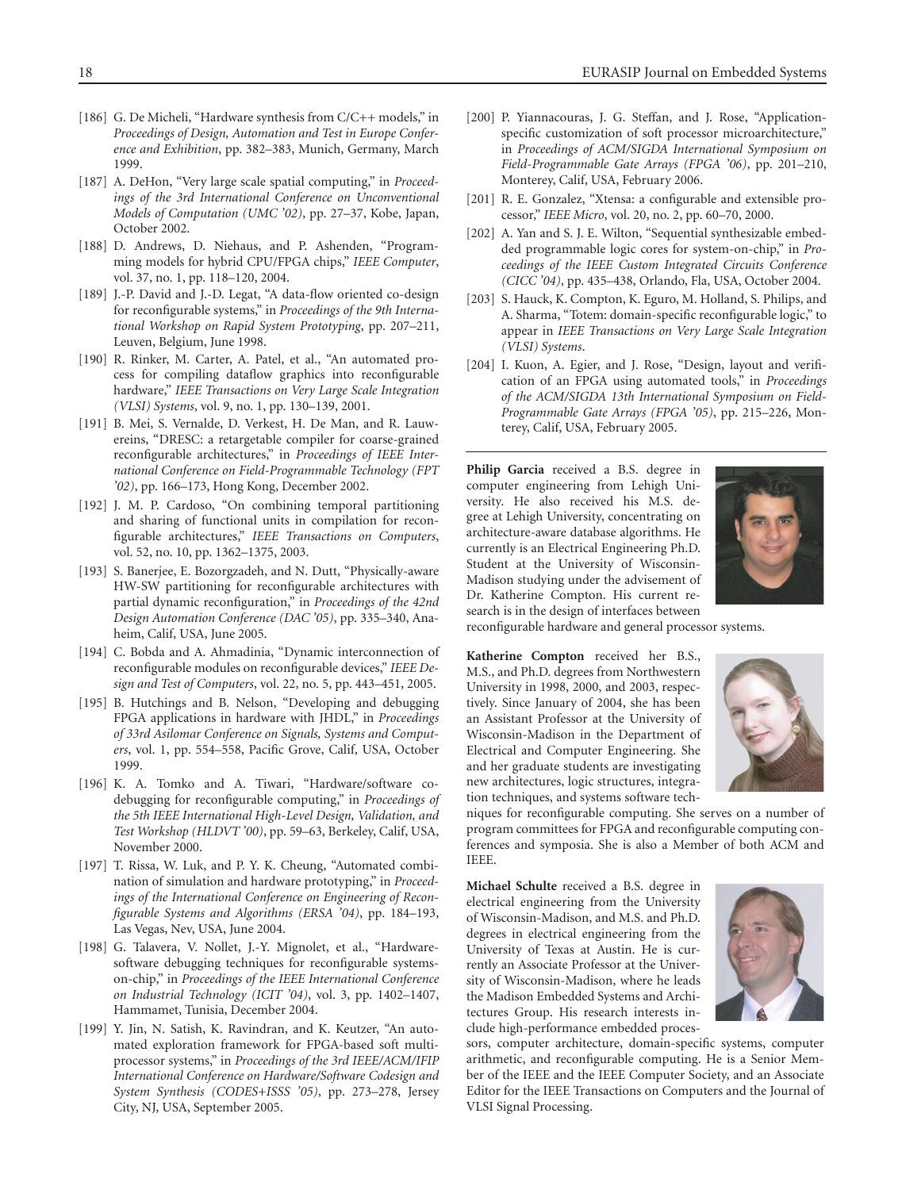[186] G. De Micheli, "Hardware synthesis from C/C++ models," in *Proceedings of Design, Automation and Test in Europe Conference and Exhibition*, pp. 382–383, Munich, Germany, March 1999.

[187] A. DeHon, "Very large scale spatial computing," in *Proceedings of the 3rd International Conference on Unconventional Models of Computation (UMC '02)*, pp. 27–37, Kobe, Japan, October 2002.

[188] D. Andrews, D. Niehaus, and P. Ashenden, "Programming models for hybrid CPU/FPGA chips," *IEEE Computer*, vol. 37, no. 1, pp. 118–120, 2004.

[189] J.-P. David and J.-D. Legat, "A data-flow oriented co-design for reconfigurable systems," in *Proceedings of the 9th International Workshop on Rapid System Prototyping*, pp. 207–211, Leuven, Belgium, June 1998.

[190] R. Rinker, M. Carter, A. Patel, et al., "An automated process for compiling dataflow graphics into reconfigurable hardware," *IEEE Transactions on Very Large Scale Integration (VLSI) Systems*, vol. 9, no. 1, pp. 130–139, 2001.

[191] B. Mei, S. Vernalde, D. Verkest, H. De Man, and R. Lauwereins, "DRESC: a retargetable compiler for coarse-grained reconfigurable architectures," in *Proceedings of IEEE International Conference on Field-Programmable Technology (FPT '02)*, pp. 166–173, Hong Kong, December 2002.

[192] J. M. P. Cardoso, "On combining temporal partitioning and sharing of functional units in compilation for reconfigurable architectures," *IEEE Transactions on Computers*, vol. 52, no. 10, pp. 1362–1375, 2003.

[193] S. Banerjee, E. Bozorgzadeh, and N. Dutt, "Physically-aware HW-SW partitioning for reconfigurable architectures with partial dynamic reconfiguration," in *Proceedings of the 42nd Design Automation Conference (DAC '05)*, pp. 335–340, Anaheim, Calif, USA, June 2005.

[194] C. Bobda and A. Ahmadinia, "Dynamic interconnection of reconfigurable modules on reconfigurable devices," *IEEE Design and Test of Computers*, vol. 22, no. 5, pp. 443–451, 2005.

[195] B. Hutchings and B. Nelson, "Developing and debugging FPGA applications in hardware with JHDL," in *Proceedings of 33rd Asilomar Conference on Signals, Systems and Computers*, vol. 1, pp. 554–558, Pacific Grove, Calif, USA, October 1999.

[196] K. A. Tomko and A. Tiwari, "Hardware/software co-debugging for reconfigurable computing," in *Proceedings of the 5th IEEE International High-Level Design, Validation, and Test Workshop (HLDVT '00)*, pp. 59–63, Berkeley, Calif, USA, November 2000.

[197] T. Rissa, W. Luk, and P. Y. K. Cheung, "Automated combination of simulation and hardware prototyping," in *Proceedings of the International Conference on Engineering of Reconfigurable Systems and Algorithms (ERSA '04)*, pp. 184–193, Las Vegas, Nev, USA, June 2004.

[198] G. Talavera, V. Nollet, J.-Y. Mignolet, et al., "Hardware-software debugging techniques for reconfigurable systems-on-chip," in *Proceedings of the IEEE International Conference on Industrial Technology (ICIT '04)*, vol. 3, pp. 1402–1407, Hammamet, Tunisia, December 2004.

[199] Y. Jin, N. Satish, K. Ravindran, and K. Keutzer, "An automated exploration framework for FPGA-based soft multiprocessor systems," in *Proceedings of the 3rd IEEE/ACM/IFIP International Conference on Hardware/Software Codesign and System Synthesis (CODES+ISSS '05)*, pp. 273–278, Jersey City, NJ, USA, September 2005.

[200] P. Yiannacouras, J. G. Steffan, and J. Rose, "Application-specific customization of soft processor microarchitecture," in *Proceedings of ACM/SIGDA International Symposium on Field-Programmable Gate Arrays (FPGA '06)*, pp. 201–210, Monterey, Calif, USA, February 2006.

[201] R. E. Gonzalez, "Xtensa: a configurable and extensible processor," *IEEE Micro*, vol. 20, no. 2, pp. 60–70, 2000.

[202] A. Yan and S. J. E. Wilton, "Sequential synthesizable embedded programmable logic cores for system-on-chip," in *Proceedings of the IEEE Custom Integrated Circuits Conference (CICC '04)*, pp. 435–438, Orlando, Fla, USA, October 2004.

[203] S. Hauck, K. Compton, K. Eguro, M. Holland, S. Philips, and A. Sharma, "Totem: domain-specific reconfigurable logic," to appear in *IEEE Transactions on Very Large Scale Integration (VLSI) Systems*.

[204] I. Kuon, A. Egier, and J. Rose, "Design, layout and verification of an FPGA using automated tools," in *Proceedings of the ACM/SIGDA 13th International Symposium on Field-Programmable Gate Arrays (FPGA '05)*, pp. 215–226, Monterey, Calif, USA, February 2005.

---

**Philip Garcia** received a B.S. degree in computer engineering from Lehigh University. He also received his M.S. degree at Lehigh University, concentrating on architecture-aware database algorithms. He currently is an Electrical Engineering Ph.D. Student at the University of Wisconsin-Madison studying under the advisement of Dr. Katherine Compton. His current research is in the design of interfaces between reconfigurable hardware and general processor systems.

**Katherine Compton** received her B.S., M.S., and Ph.D. degrees from Northwestern University in 1998, 2000, and 2003, respectively. Since January of 2004, she has been an Assistant Professor at the University of Wisconsin-Madison in the Department of Electrical and Computer Engineering. She and her graduate students are investigating new architectures, logic structures, integration techniques, and systems software techniques for reconfigurable computing. She serves on a number of program committees for FPGA and reconfigurable computing conferences and symposia. She is also a Member of both ACM and IEEE.

**Michael Schulte** received a B.S. degree in electrical engineering from the University of Wisconsin-Madison, and M.S. and Ph.D. degrees in electrical engineering from the University of Texas at Austin. He is currently an Associate Professor at the University of Wisconsin-Madison, where he leads the Madison Embedded Systems and Architectures Group. His research interests include high-performance embedded processors, computer architecture, domain-specific systems, computer arithmetic, and reconfigurable computing. He is a Senior Member of the IEEE and the IEEE Computer Society, and an Associate Editor for the IEEE Transactions on Computers and the Journal of VLSI Signal Processing.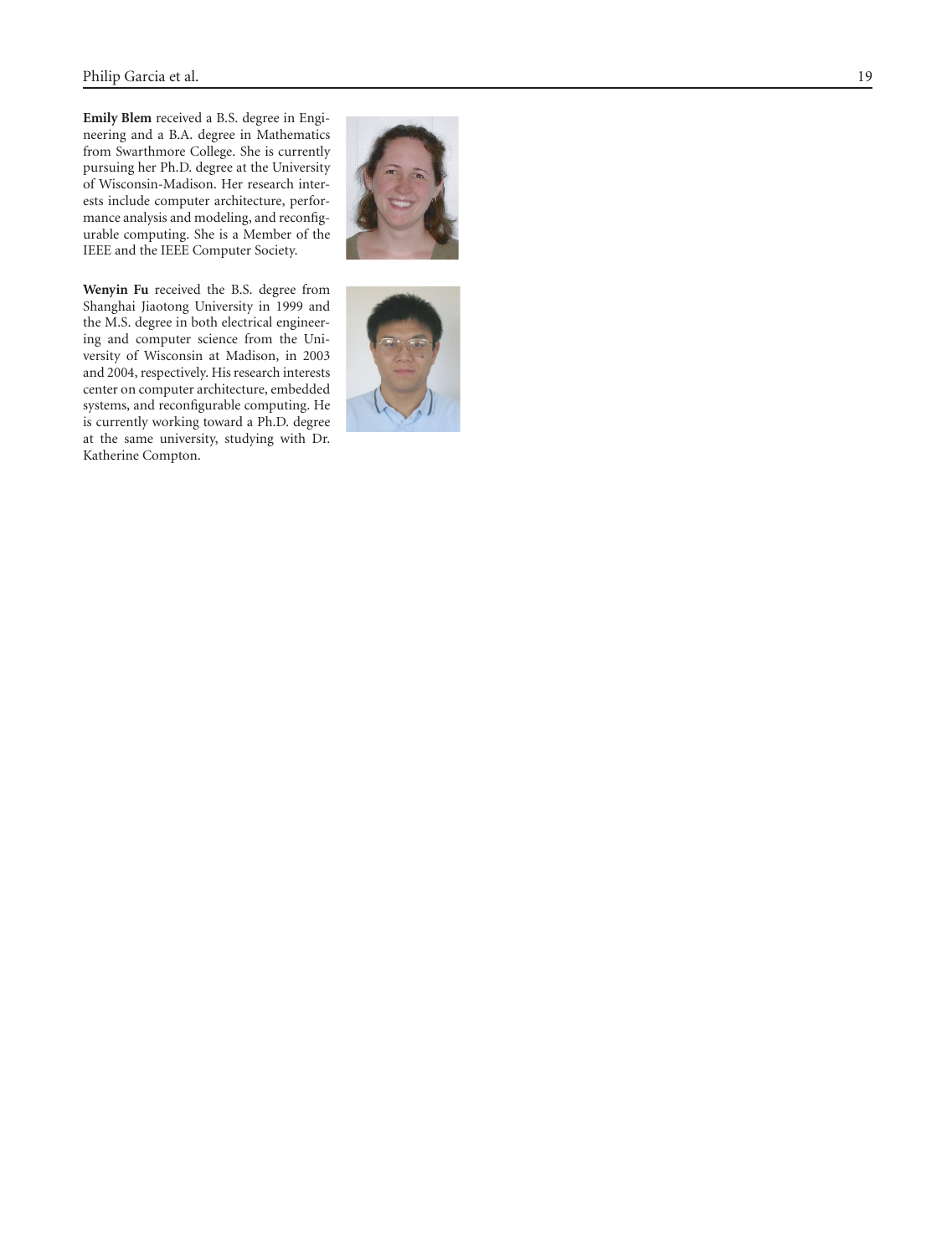**Emily Blem** received a B.S. degree in Engineering and a B.A. degree in Mathematics from Swarthmore College. She is currently pursuing her Ph.D. degree at the University of Wisconsin-Madison. Her research interests include computer architecture, performance analysis and modeling, and reconfigurable computing. She is a Member of the IEEE and the IEEE Computer Society.

**Wenyin Fu** received the B.S. degree from Shanghai Jiaotong University in 1999 and the M.S. degree in both electrical engineering and computer science from the University of Wisconsin at Madison, in 2003 and 2004, respectively. His research interests center on computer architecture, embedded systems, and reconfigurable computing. He is currently working toward a Ph.D. degree at the same university, studying with Dr. Katherine Compton.